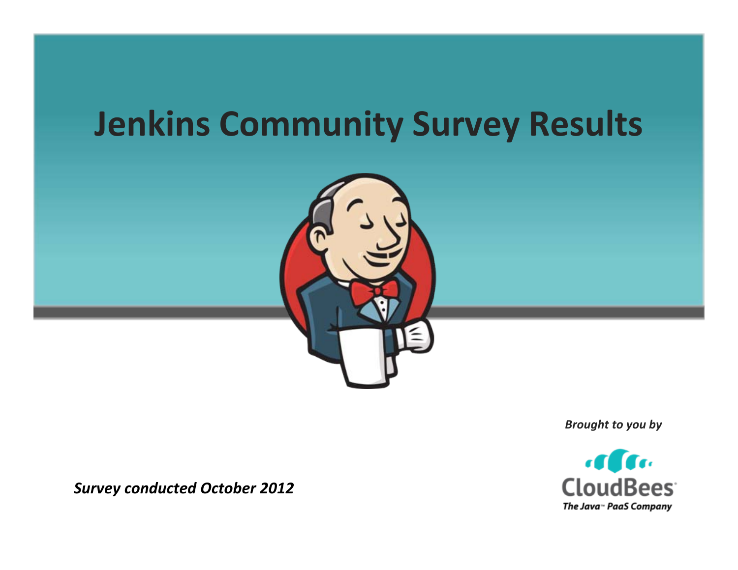# Jenkins Community Survey Results

*Brought to you by*

CloudBees

*The Java™ PaaS Company*

***Survey conducted October 2012***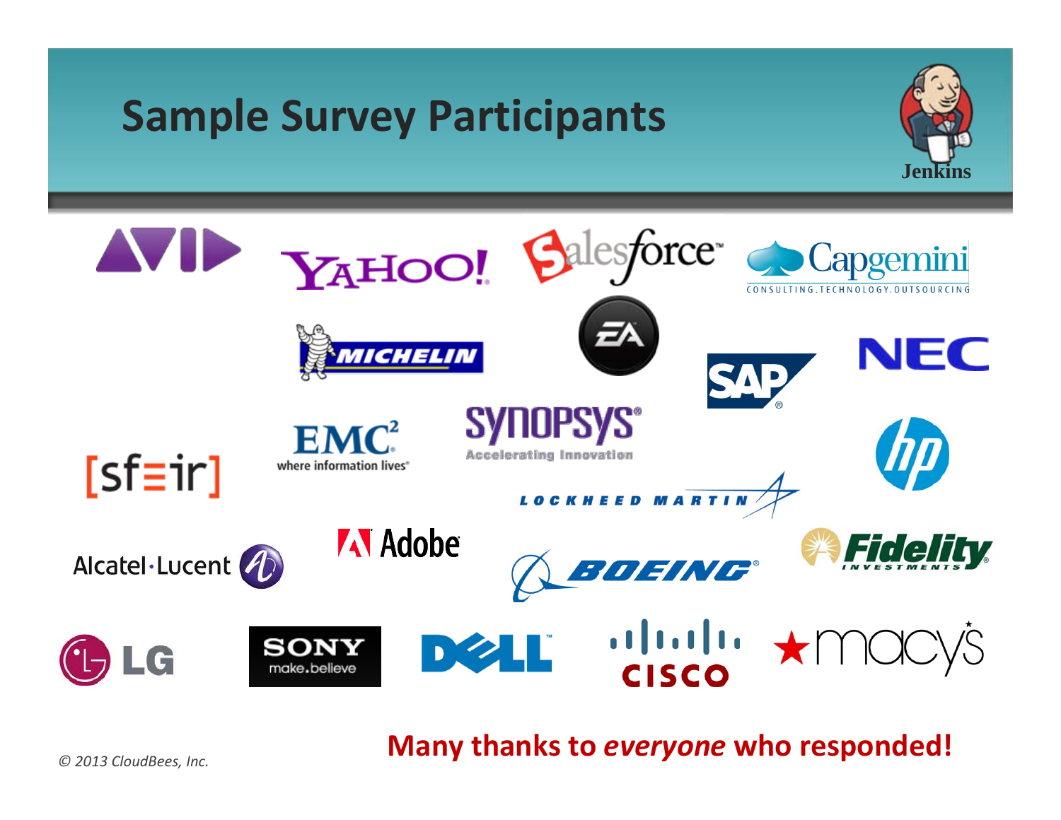# Sample Survey Participants

Jenkins

AVID, YAHOO!, Salesforce, Capgemini (CONSULTING.TECHNOLOGY.OUTSOURCING), MICHELIN, EA, SAP, NEC, [sf≡ir], EMC² (where information lives), SYNOPSYS (Accelerating Innovation), LOCKHEED MARTIN, hp, Alcatel·Lucent, Adobe, BOEING, Fidelity INVESTMENTS, LG, SONY make.believe, DELL, CISCO, macy's

*© 2013 CloudBees, Inc.*

**Many thanks to *everyone* who responded!**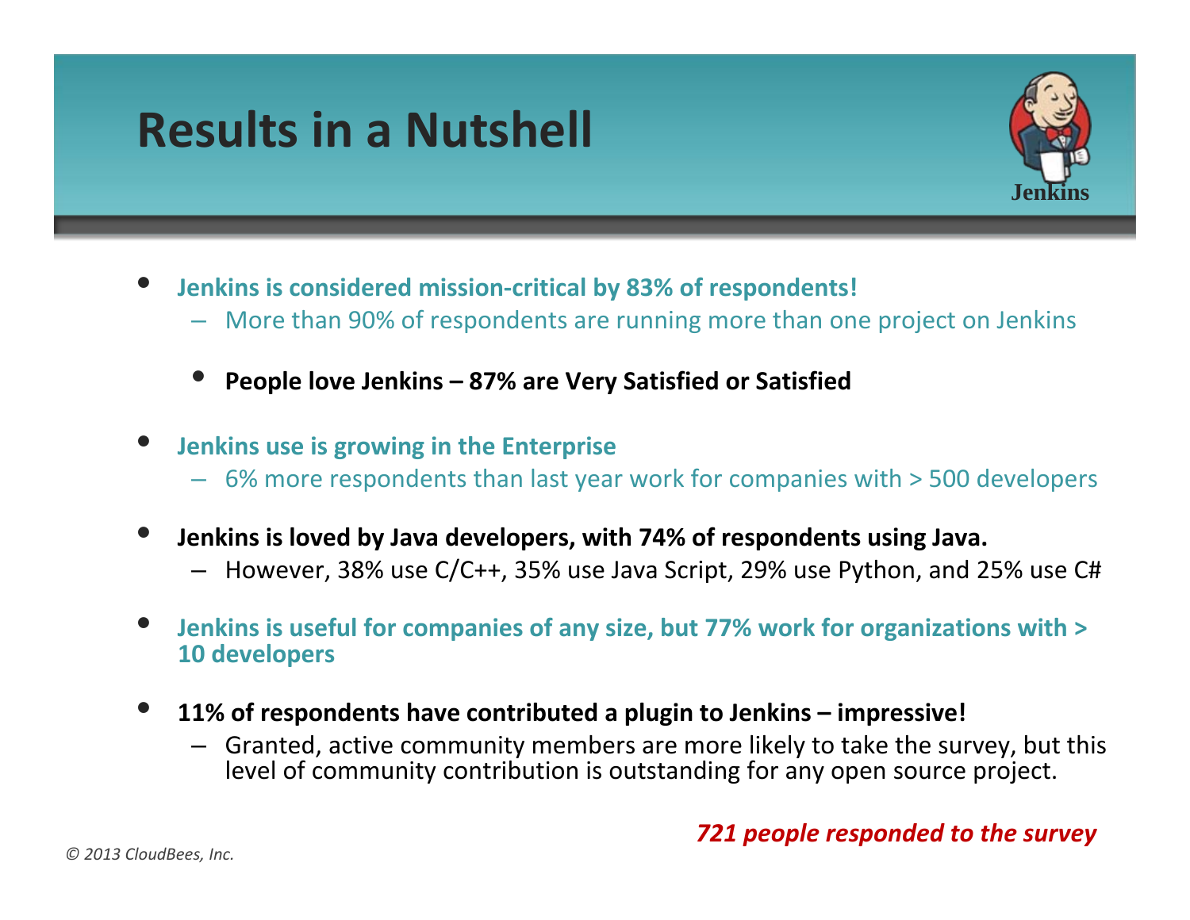# Results in a Nutshell

- **Jenkins is considered mission-critical by 83% of respondents!**
  - More than 90% of respondents are running more than one project on Jenkins
  - **People love Jenkins – 87% are Very Satisfied or Satisfied**
- **Jenkins use is growing in the Enterprise**
  - 6% more respondents than last year work for companies with > 500 developers
- **Jenkins is loved by Java developers, with 74% of respondents using Java.**
  - However, 38% use C/C++, 35% use Java Script, 29% use Python, and 25% use C#
- **Jenkins is useful for companies of any size, but 77% work for organizations with > 10 developers**
- **11% of respondents have contributed a plugin to Jenkins – impressive!**
  - Granted, active community members are more likely to take the survey, but this level of community contribution is outstanding for any open source project.

***721 people responded to the survey***

*© 2013 CloudBees, Inc.*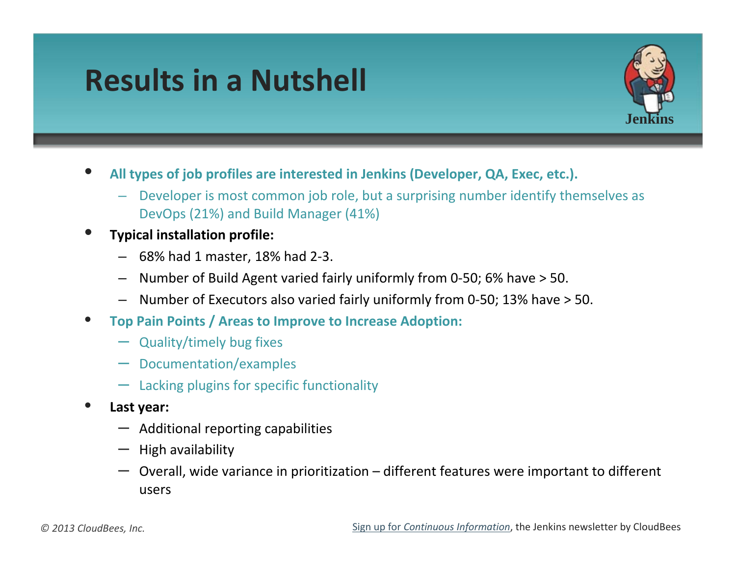# Results in a Nutshell

- **All types of job profiles are interested in Jenkins (Developer, QA, Exec, etc.).**
  - Developer is most common job role, but a surprising number identify themselves as DevOps (21%) and Build Manager (41%)
- **Typical installation profile:**
  - 68% had 1 master, 18% had 2-3.
  - Number of Build Agent varied fairly uniformly from 0-50; 6% have > 50.
  - Number of Executors also varied fairly uniformly from 0-50; 13% have > 50.
- **Top Pain Points / Areas to Improve to Increase Adoption:**
  - Quality/timely bug fixes
  - Documentation/examples
  - Lacking plugins for specific functionality
- **Last year:**
  - Additional reporting capabilities
  - High availability
  - Overall, wide variance in prioritization – different features were important to different users

*© 2013 CloudBees, Inc.*

Sign up for *Continuous Information*, the Jenkins newsletter by CloudBees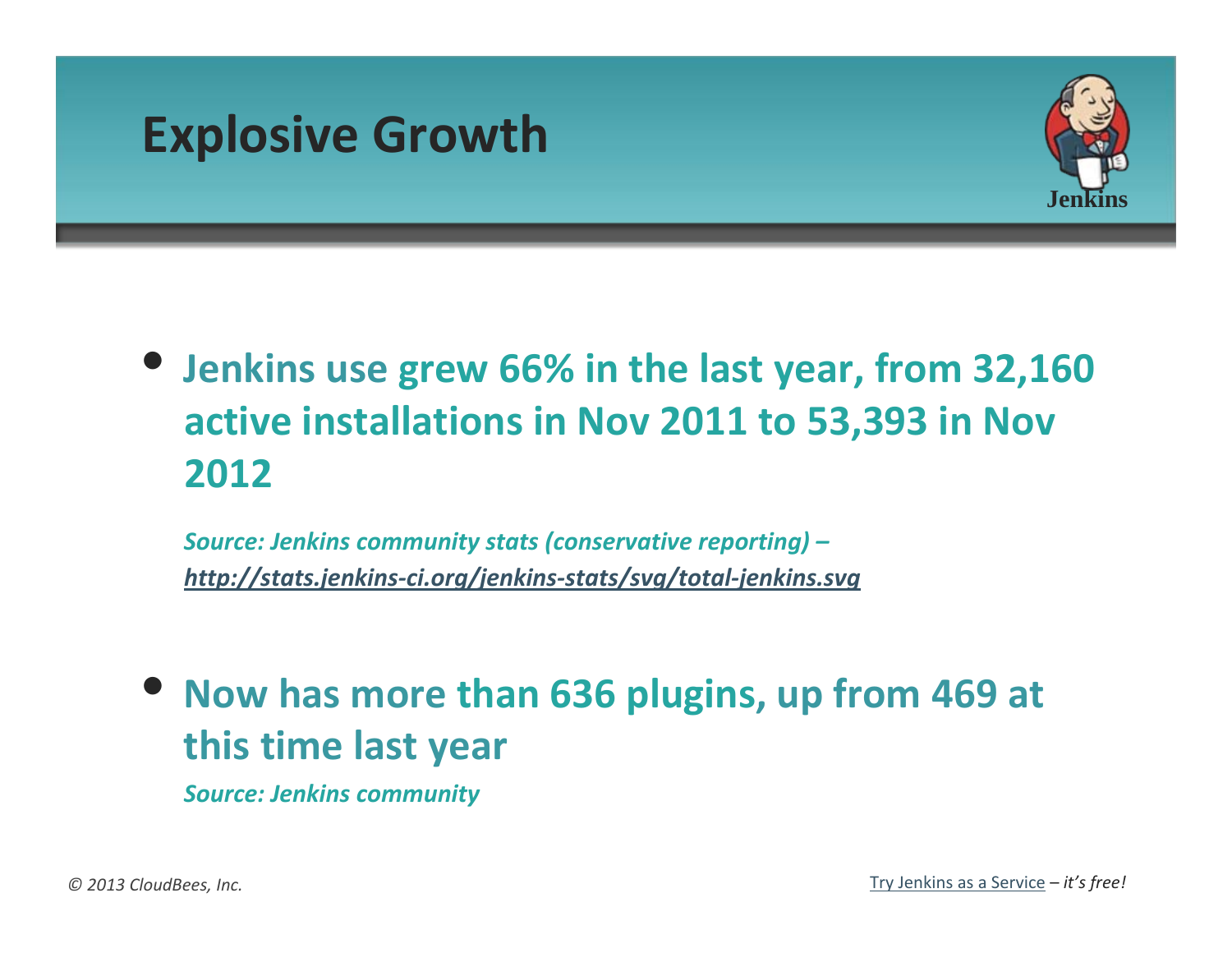# Explosive Growth

- **Jenkins use grew 66% in the last year, from 32,160 active installations in Nov 2011 to 53,393 in Nov 2012**

  ***Source: Jenkins community stats (conservative reporting) – http://stats.jenkins-ci.org/jenkins-stats/svg/total-jenkins.svg***

- **Now has more than 636 plugins, up from 469 at this time last year**

  ***Source: Jenkins community***

*© 2013 CloudBees, Inc.*

Try Jenkins as a Service *– it's free!*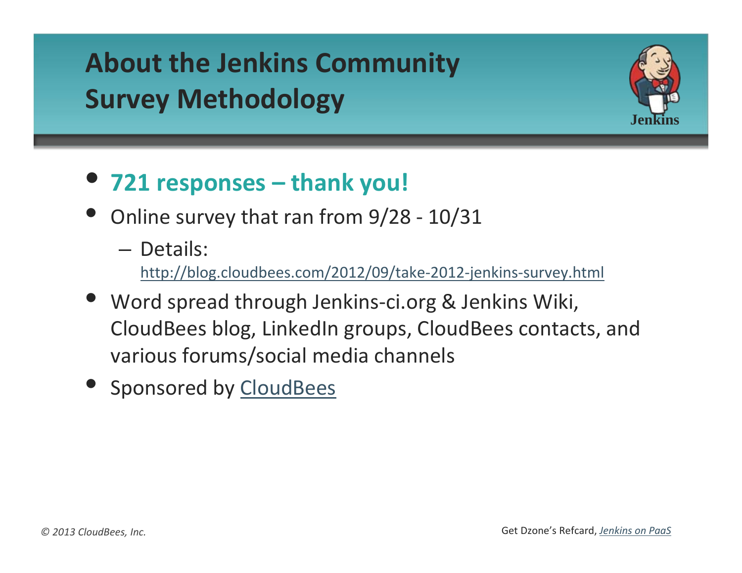# About the Jenkins Community Survey Methodology

- **721 responses – thank you!**
- Online survey that ran from 9/28 - 10/31
  - Details: http://blog.cloudbees.com/2012/09/take-2012-jenkins-survey.html
- Word spread through Jenkins-ci.org & Jenkins Wiki, CloudBees blog, LinkedIn groups, CloudBees contacts, and various forums/social media channels
- Sponsored by CloudBees

*© 2013 CloudBees, Inc.*

Get Dzone's Refcard, *Jenkins on PaaS*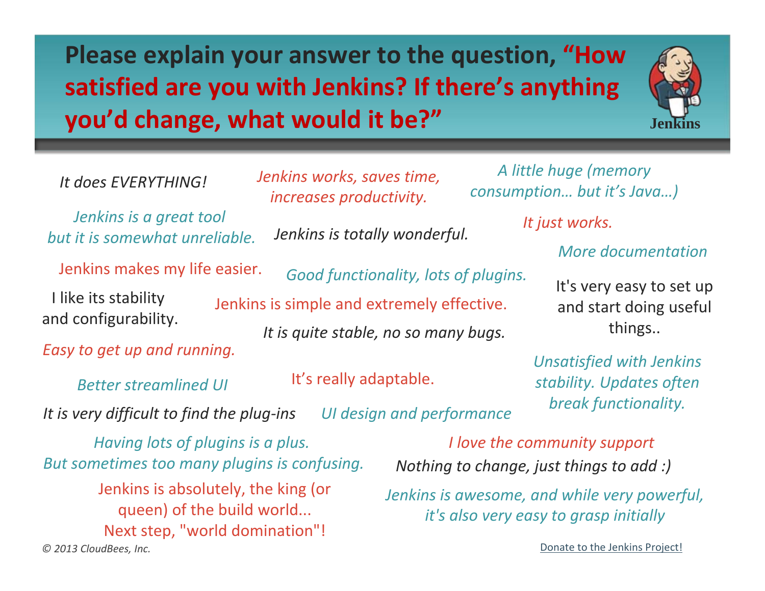# Please explain your answer to the question, "How satisfied are you with Jenkins? If there's anything you'd change, what would it be?"

Jenkins

*It does EVERYTHING!*

*Jenkins works, saves time, increases productivity.*

*A little huge (memory consumption… but it's Java…)*

*Jenkins is a great tool but it is somewhat unreliable.*

*Jenkins is totally wonderful.*

*It just works.*

*More documentation*

Jenkins makes my life easier.

*Good functionality, lots of plugins.*

It's very easy to set up and start doing useful things..

I like its stability and configurability.

Jenkins is simple and extremely effective.

*It is quite stable, no so many bugs.*

*Easy to get up and running.*

*Unsatisfied with Jenkins stability. Updates often break functionality.*

*Better streamlined UI*

It's really adaptable.

*It is very difficult to find the plug-ins*

*UI design and performance*

*Having lots of plugins is a plus. But sometimes too many plugins is confusing.*

*I love the community support*

*Nothing to change, just things to add :)*

Jenkins is absolutely, the king (or queen) of the build world... Next step, "world domination"!

*Jenkins is awesome, and while very powerful, it's also very easy to grasp initially*

*© 2013 CloudBees, Inc.*

Donate to the Jenkins Project!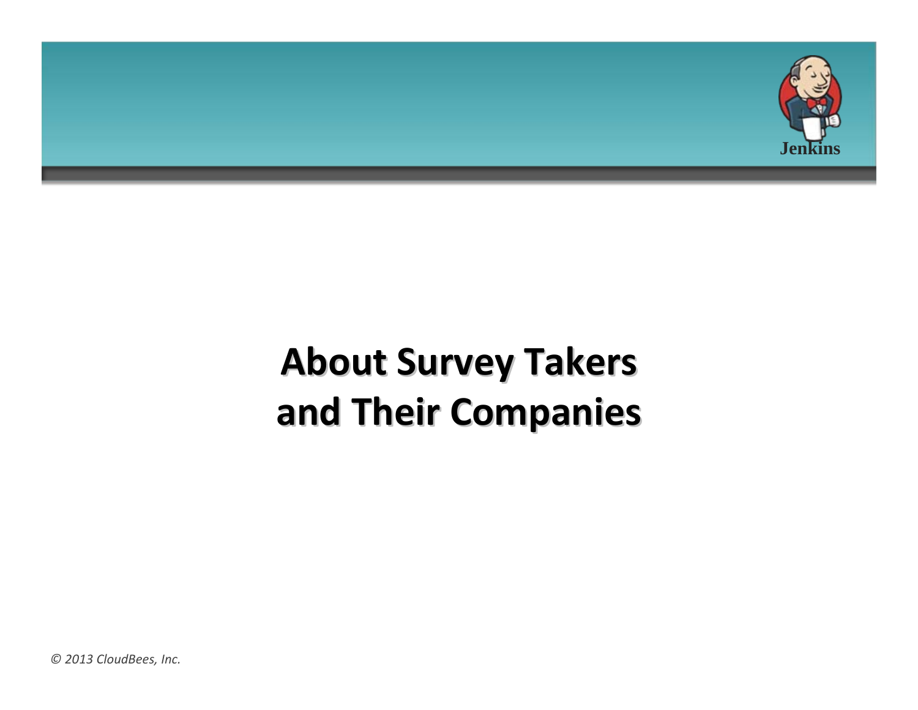# About Survey Takers and Their Companies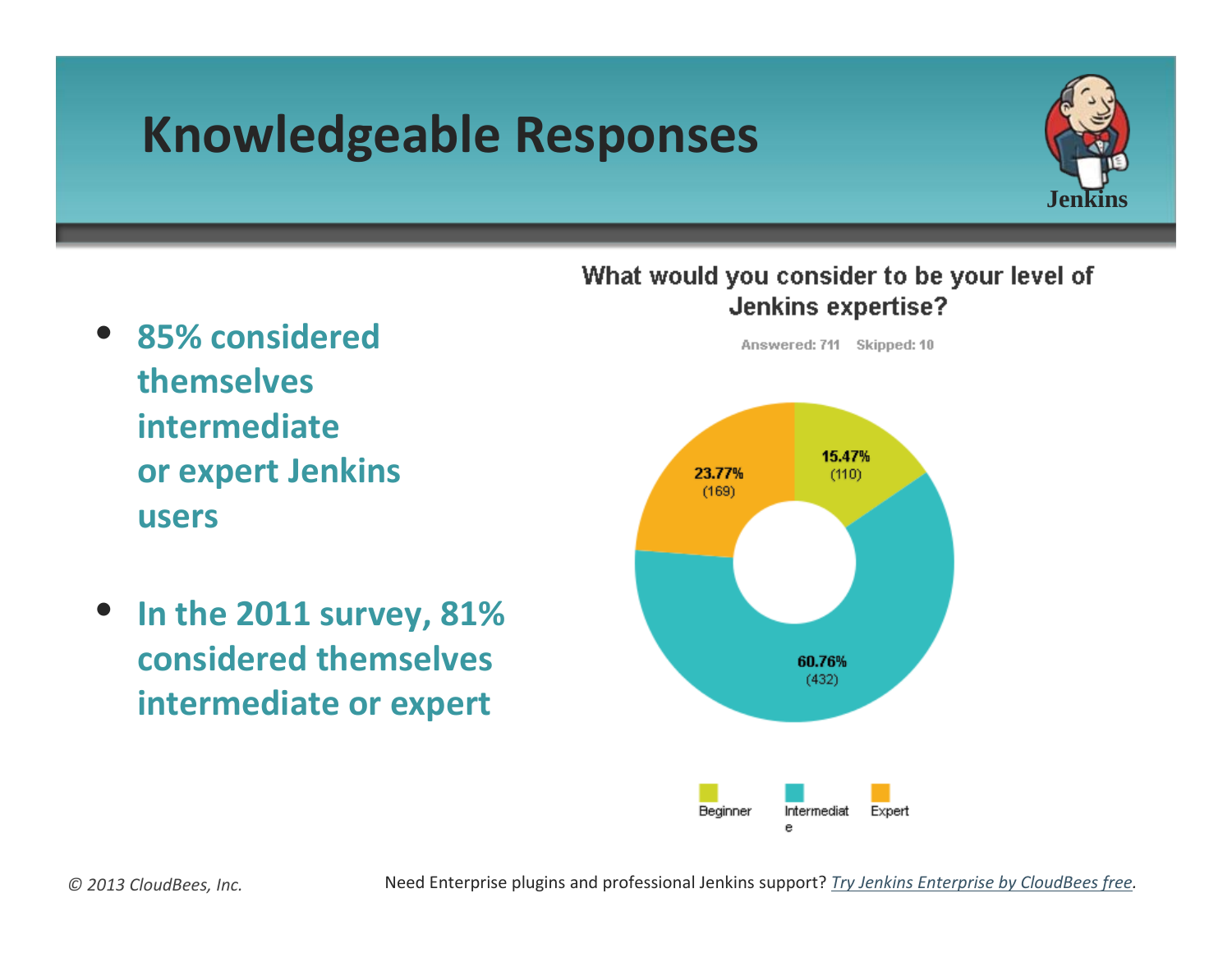# Knowledgeable Responses

- **85% considered themselves intermediate or expert Jenkins users**
- **In the 2011 survey, 81% considered themselves intermediate or expert**

What would you consider to be your level of Jenkins expertise?

Answered: 711 Skipped: 10

| Level | Percentage | Count |
|---|---|---|
| Beginner | 15.47% | 110 |
| Intermediate | 60.76% | 432 |
| Expert | 23.77% | 169 |

Need Enterprise plugins and professional Jenkins support? *Try Jenkins Enterprise by CloudBees free.*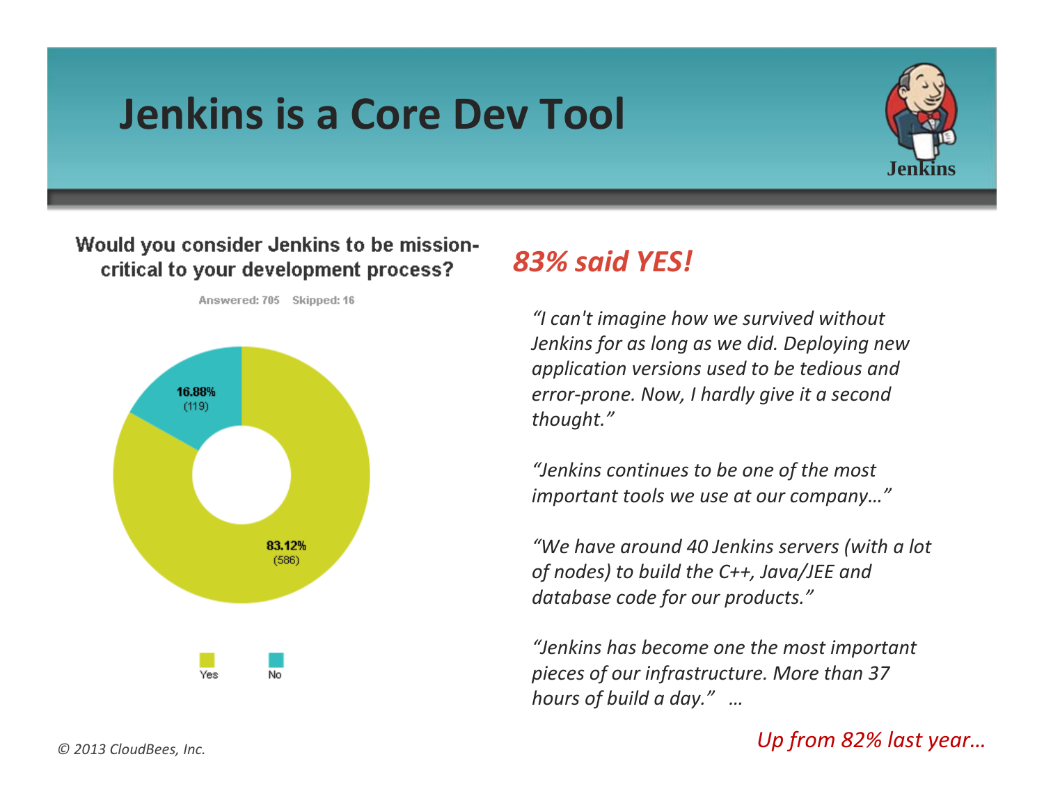# Jenkins is a Core Dev Tool

Jenkins

**Would you consider Jenkins to be mission-critical to your development process?**

Answered: 705 Skipped: 16

| Response | Percentage | Count |
|---|---|---|
| Yes | 83.12% | 586 |
| No | 16.88% | 119 |

## *83% said YES!*

*"I can't imagine how we survived without Jenkins for as long as we did. Deploying new application versions used to be tedious and error-prone. Now, I hardly give it a second thought."*

*"Jenkins continues to be one of the most important tools we use at our company…"*

*"We have around 40 Jenkins servers (with a lot of nodes) to build the C++, Java/JEE and database code for our products."*

*"Jenkins has become one the most important pieces of our infrastructure. More than 37 hours of build a day." …*

*Up from 82% last year…*

*© 2013 CloudBees, Inc.*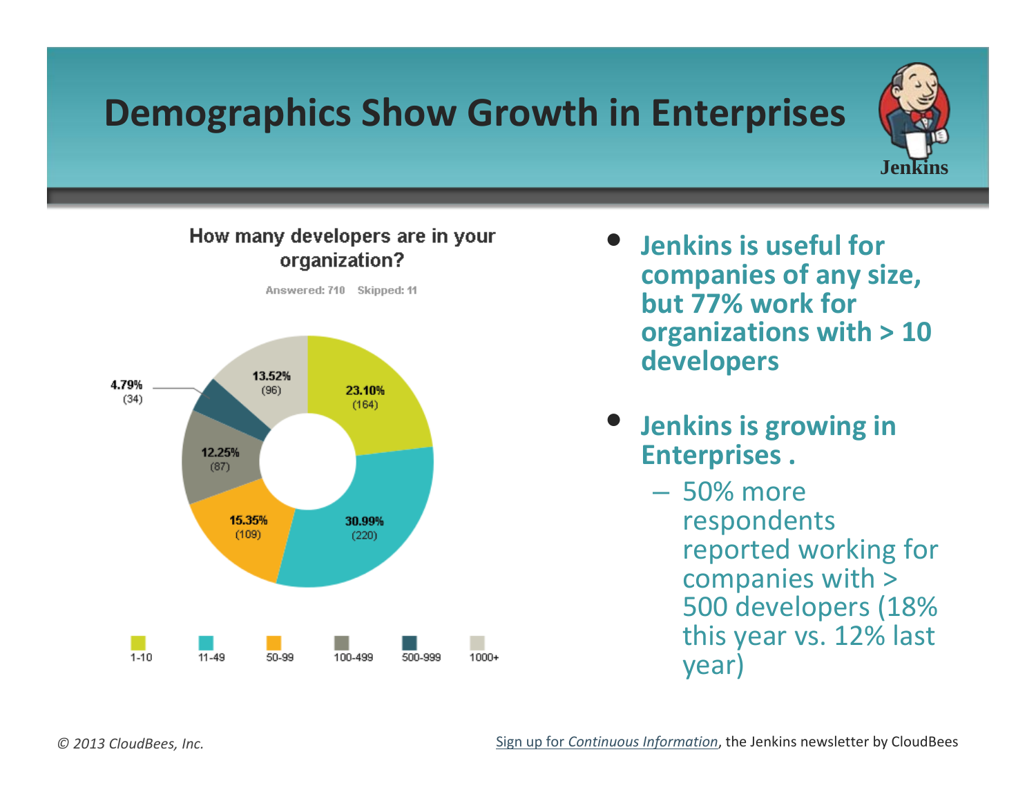# Demographics Show Growth in Enterprises

Jenkins

**How many developers are in your organization?**

Answered: 710 Skipped: 11

| Developers | Percentage | Count |
|---|---|---|
| 1-10 | 23.10% | (164) |
| 11-49 | 30.99% | (220) |
| 50-99 | 15.35% | (109) |
| 100-499 | 12.25% | (87) |
| 500-999 | 4.79% | (34) |
| 1000+ | 13.52% | (96) |

- **Jenkins is useful for companies of any size, but 77% work for organizations with > 10 developers**
- **Jenkins is growing in Enterprises .**
  - 50% more respondents reported working for companies with > 500 developers (18% this year vs. 12% last year)

*© 2013 CloudBees, Inc.*

Sign up for *Continuous Information*, the Jenkins newsletter by CloudBees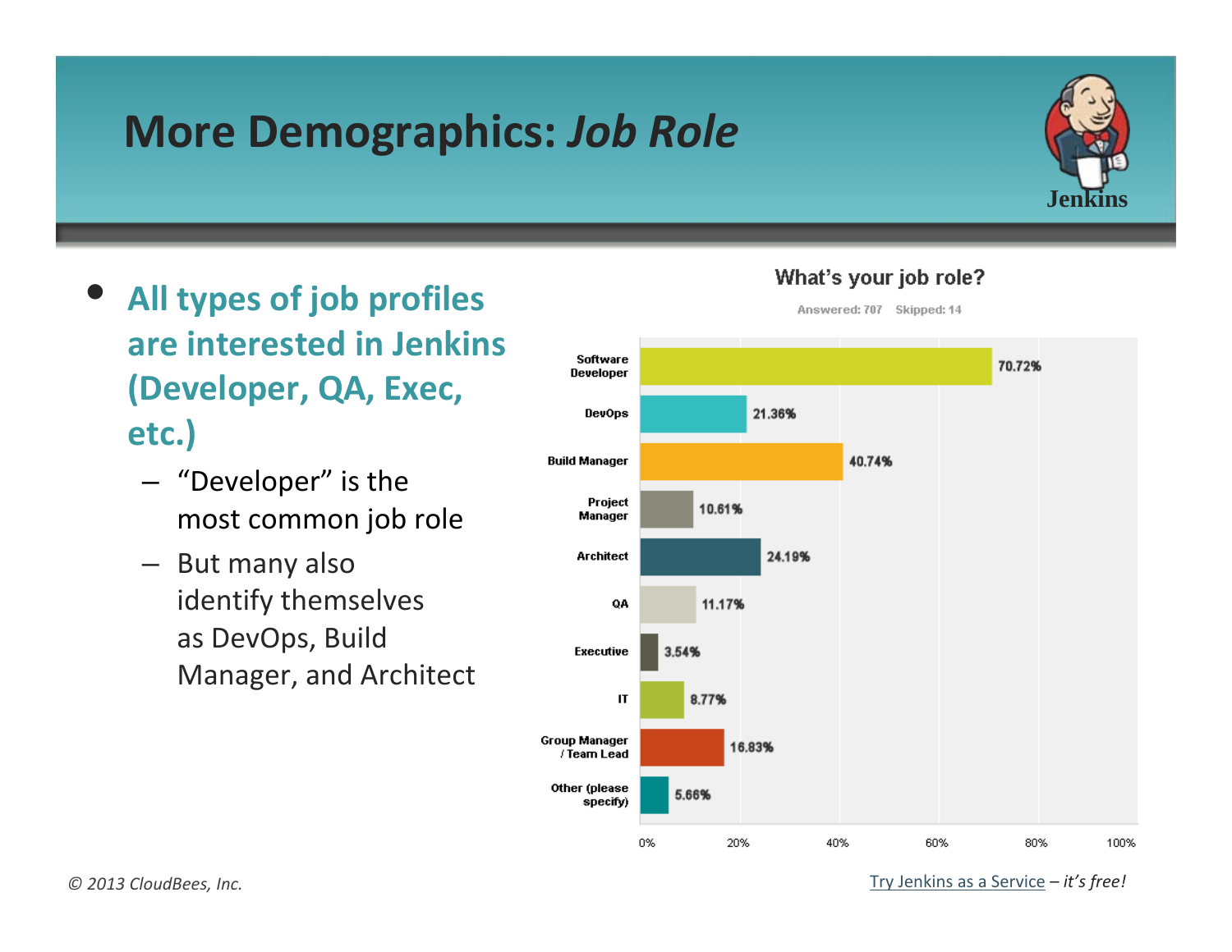# More Demographics: *Job Role*

- **All types of job profiles are interested in Jenkins (Developer, QA, Exec, etc.)**
  - "Developer" is the most common job role
  - But many also identify themselves as DevOps, Build Manager, and Architect

**What's your job role?**

Answered: 707 Skipped: 14

| Job role | Percentage |
|---|---|
| Software Developer | 70.72% |
| DevOps | 21.36% |
| Build Manager | 40.74% |
| Project Manager | 10.61% |
| Architect | 24.19% |
| QA | 11.17% |
| Executive | 3.54% |
| IT | 8.77% |
| Group Manager / Team Lead | 16.83% |
| Other (please specify) | 5.66% |

Try Jenkins as a Service – *it's free!*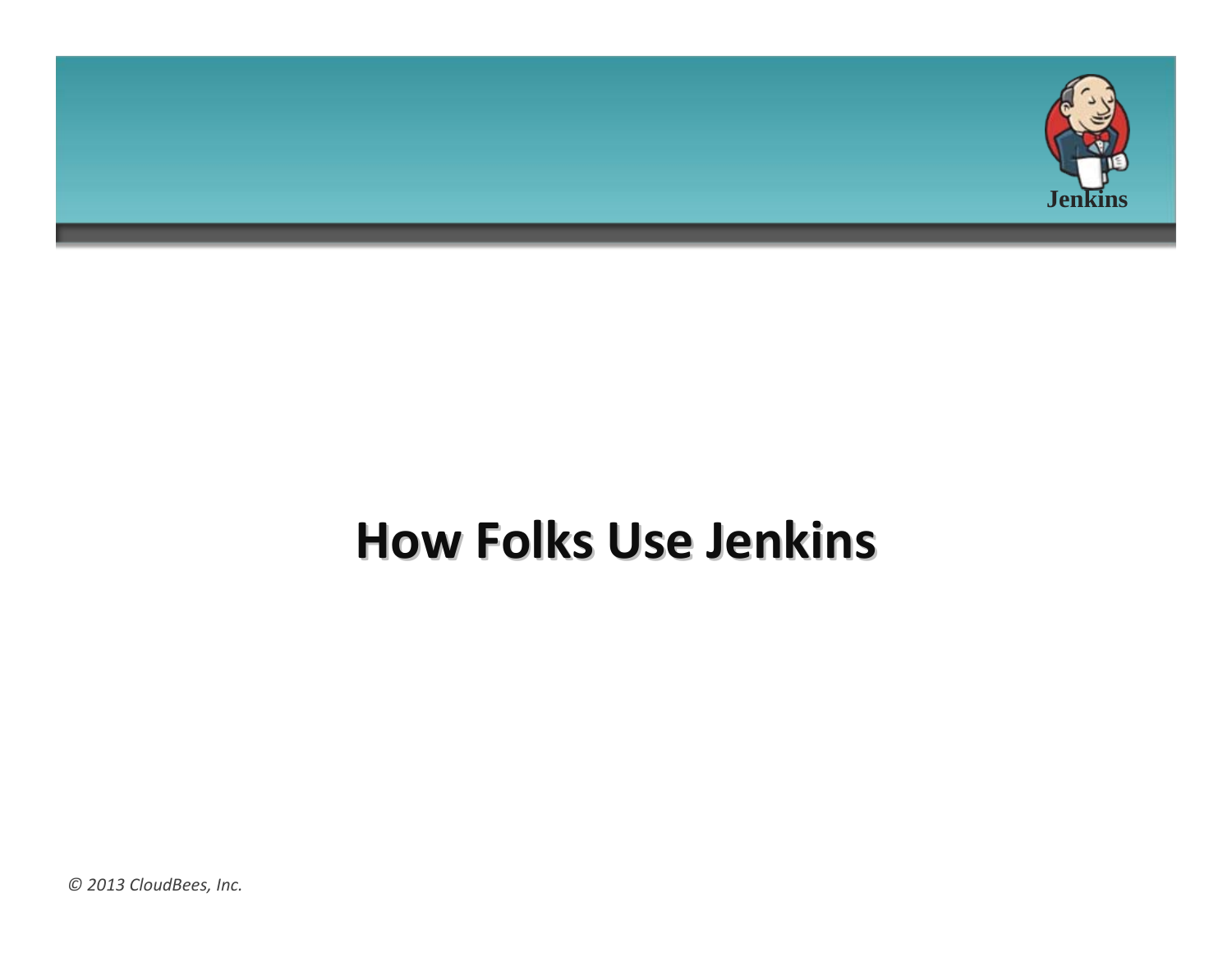# How Folks Use Jenkins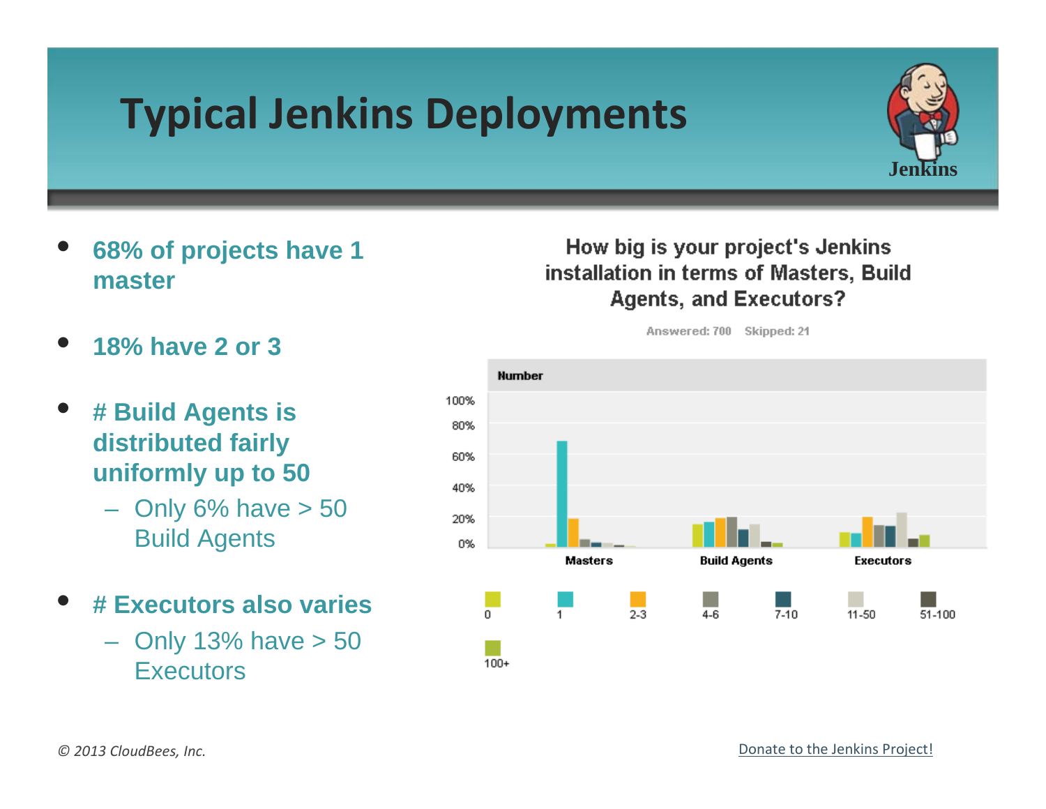# Typical Jenkins Deployments

- **68% of projects have 1 master**
- **18% have 2 or 3**
- **# Build Agents is distributed fairly uniformly up to 50**
  - Only 6% have > 50 Build Agents
- **# Executors also varies**
  - Only 13% have > 50 Executors

How big is your project's Jenkins installation in terms of Masters, Build Agents, and Executors?

Answered: 700 Skipped: 21

© 2013 CloudBees, Inc.

Donate to the Jenkins Project!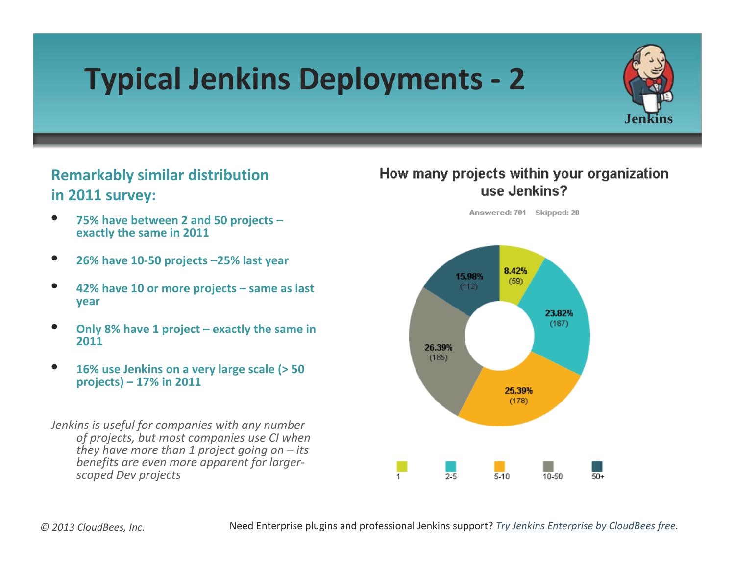# Typical Jenkins Deployments - 2

## Remarkably similar distribution in 2011 survey:

- **75% have between 2 and 50 projects – exactly the same in 2011**
- **26% have 10-50 projects –25% last year**
- **42% have 10 or more projects – same as last year**
- **Only 8% have 1 project – exactly the same in 2011**
- **16% use Jenkins on a very large scale (> 50 projects) – 17% in 2011**

*Jenkins is useful for companies with any number of projects, but most companies use CI when they have more than 1 project going on – its benefits are even more apparent for larger-scoped Dev projects*

**How many projects within your organization use Jenkins?**

Answered: 701 Skipped: 20

| Projects | Percentage | Count |
|---|---|---|
| 1 | 8.42% | 59 |
| 2-5 | 23.82% | 167 |
| 5-10 | 25.39% | 178 |
| 10-50 | 26.39% | 185 |
| 50+ | 15.98% | 112 |

*© 2013 CloudBees, Inc.*

Need Enterprise plugins and professional Jenkins support? *Try Jenkins Enterprise by CloudBees free.*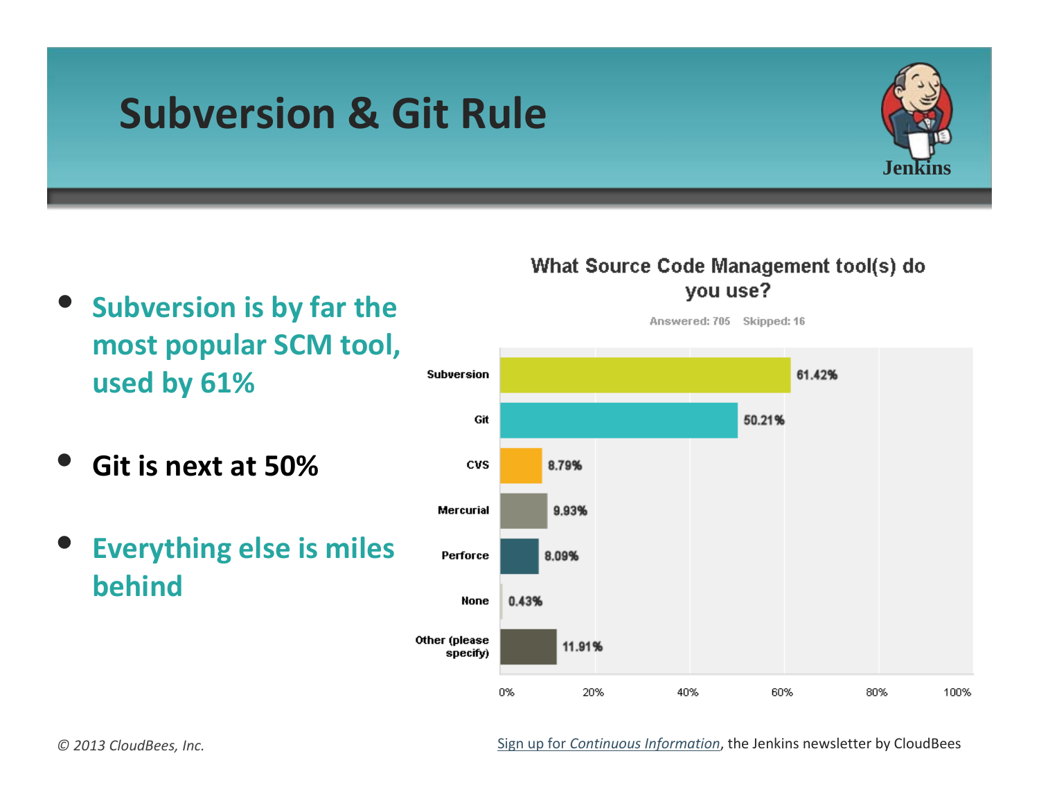# Subversion & Git Rule

- **Subversion is by far the most popular SCM tool, used by 61%**
- **Git is next at 50%**
- **Everything else is miles behind**

**What Source Code Management tool(s) do you use?**

Answered: 705 Skipped: 16

| Tool | Percentage |
| --- | --- |
| Subversion | 61.42% |
| Git | 50.21% |
| CVS | 8.79% |
| Mercurial | 9.93% |
| Perforce | 8.09% |
| None | 0.43% |
| Other (please specify) | 11.91% |

*© 2013 CloudBees, Inc.*

Sign up for *Continuous Information*, the Jenkins newsletter by CloudBees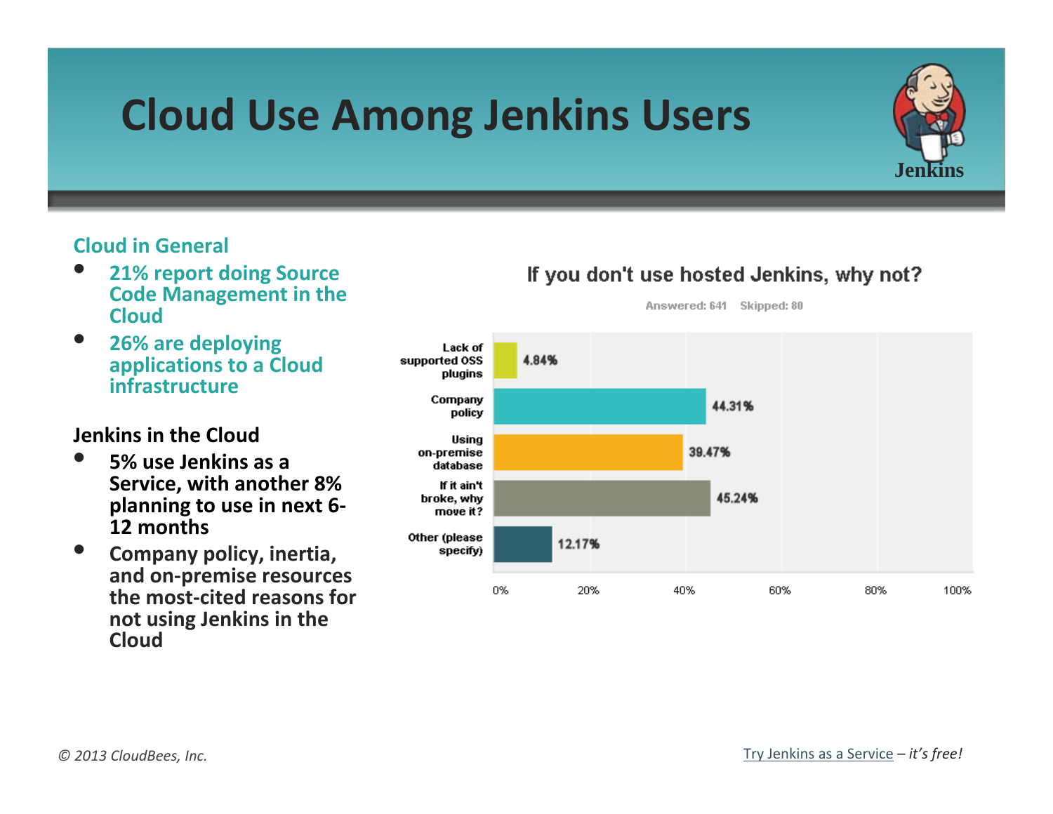# Cloud Use Among Jenkins Users

### Cloud in General

- 21% report doing Source Code Management in the Cloud
- 26% are deploying applications to a Cloud infrastructure

### Jenkins in the Cloud

- 5% use Jenkins as a Service, with another 8% planning to use in next 6-12 months
- Company policy, inertia, and on-premise resources the most-cited reasons for not using Jenkins in the Cloud

**If you don't use hosted Jenkins, why not?**

Answered: 641  Skipped: 80

| Reason | Percentage |
| --- | --- |
| Lack of supported OSS plugins | 4.84% |
| Company policy | 44.31% |
| Using on-premise database | 39.47% |
| If it ain't broke, why move it? | 45.24% |
| Other (please specify) | 12.17% |

*© 2013 CloudBees, Inc.*

Try Jenkins as a Service – *it's free!*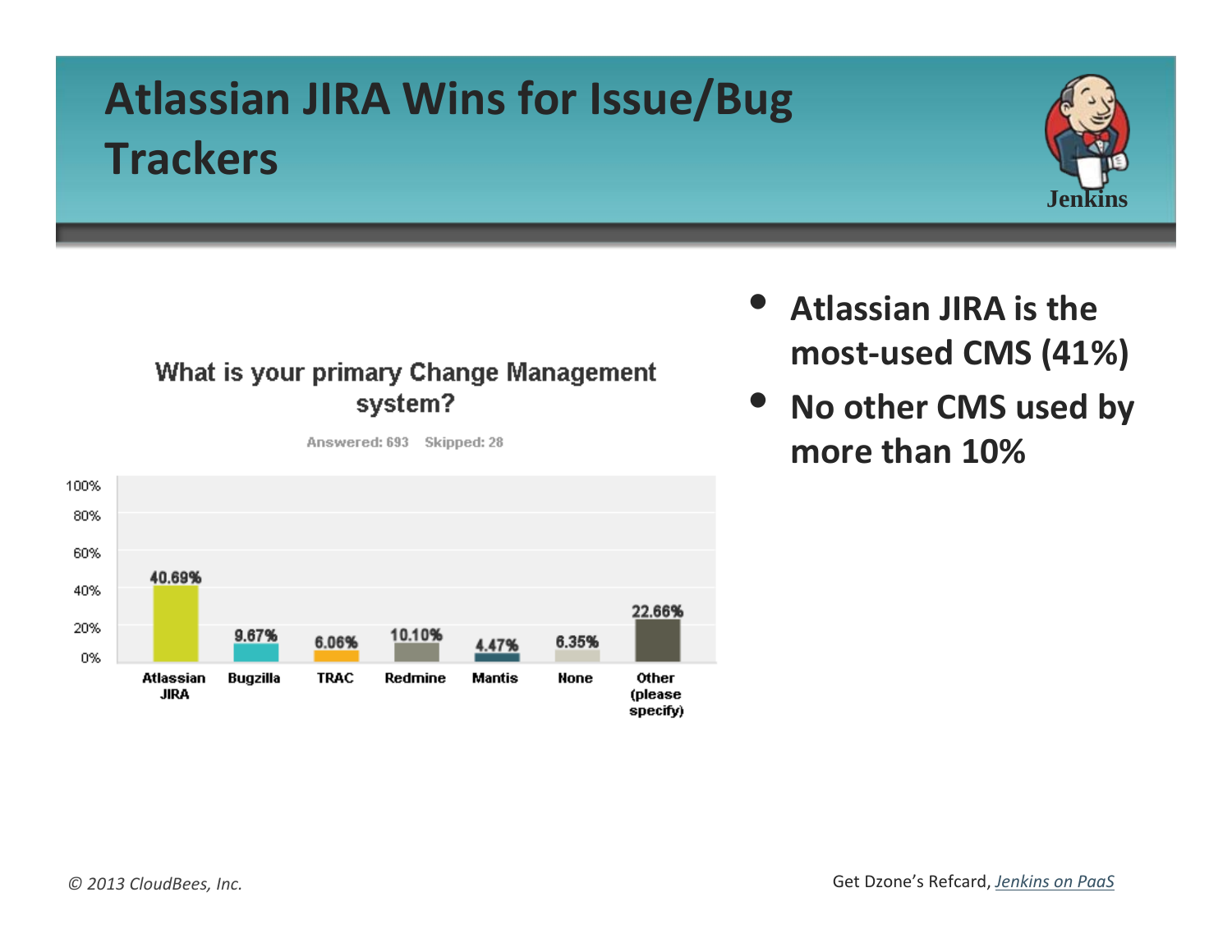# Atlassian JIRA Wins for Issue/Bug Trackers

Jenkins

**What is your primary Change Management system?**

Answered: 693 Skipped: 28

| Atlassian JIRA | Bugzilla | TRAC | Redmine | Mantis | None | Other (please specify) |
|---|---|---|---|---|---|---|
| 40.69% | 9.67% | 6.06% | 10.10% | 4.47% | 6.35% | 22.66% |

- **Atlassian JIRA is the most-used CMS (41%)**
- **No other CMS used by more than 10%**

*© 2013 CloudBees, Inc.*

Get Dzone's Refcard, *Jenkins on PaaS*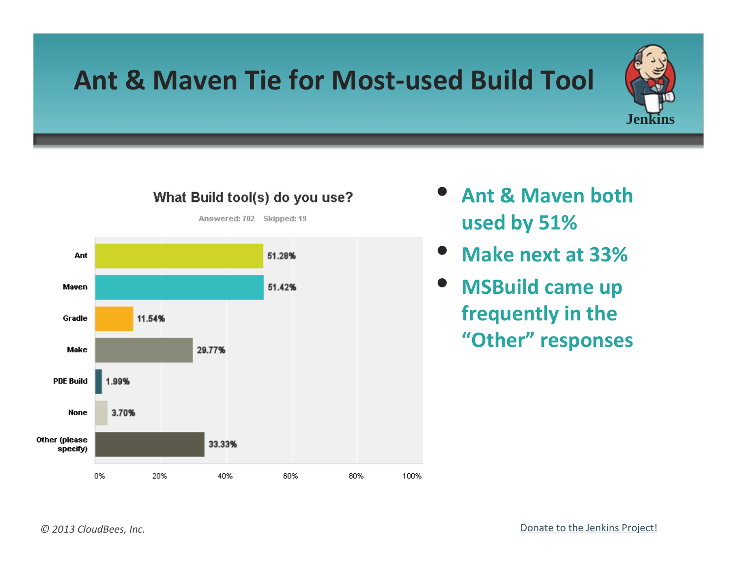# Ant & Maven Tie for Most-used Build Tool

**What Build tool(s) do you use?**

Answered: 702 Skipped: 19

| Build tool | Percentage |
| --- | --- |
| Ant | 51.28% |
| Maven | 51.42% |
| Gradle | 11.54% |
| Make | 29.77% |
| PDE Build | 1.99% |
| None | 3.70% |
| Other (please specify) | 33.33% |

- **Ant & Maven both used by 51%**
- **Make next at 33%**
- **MSBuild came up frequently in the "Other" responses**

*© 2013 CloudBees, Inc.*

Donate to the Jenkins Project!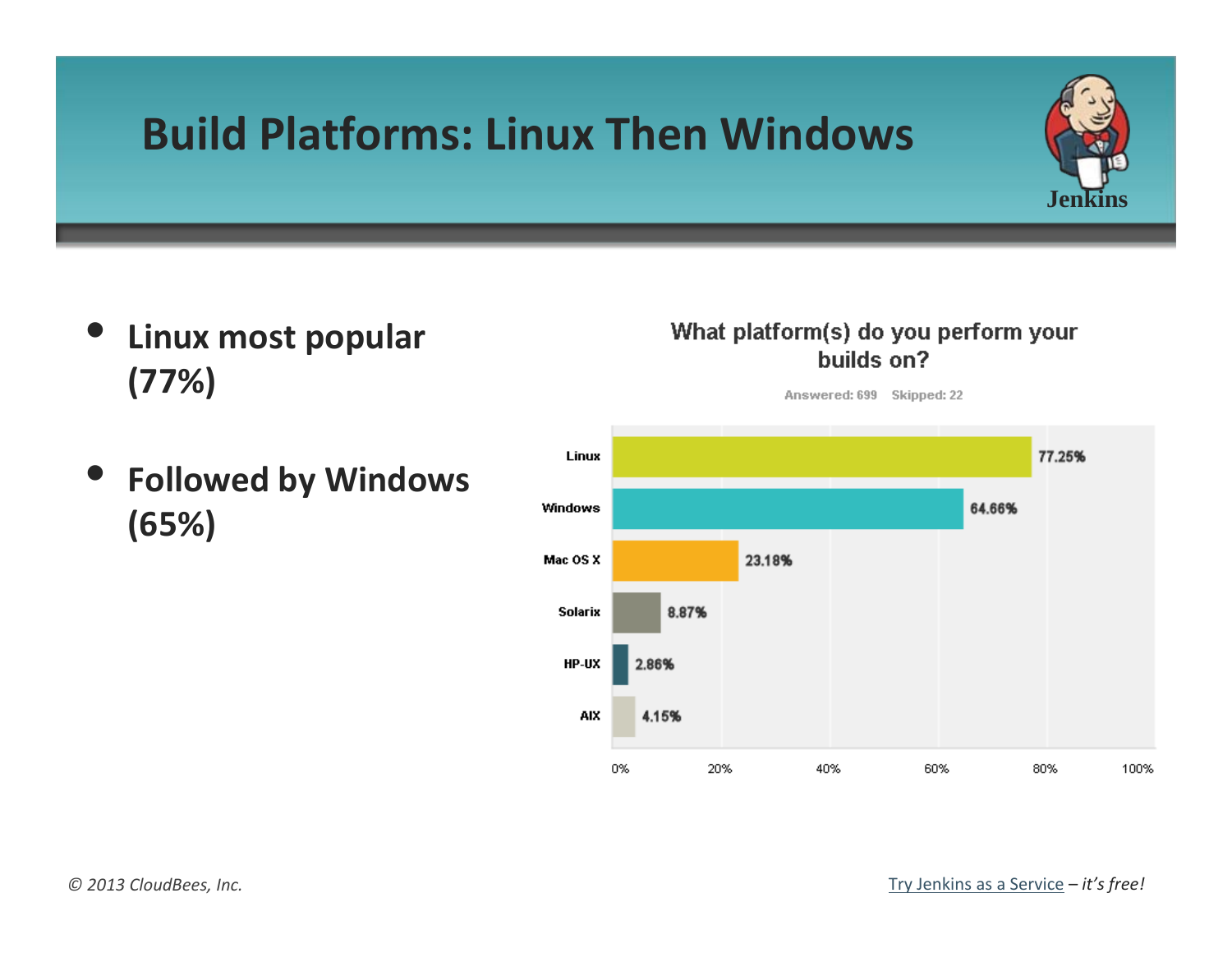# Build Platforms: Linux Then Windows

- **Linux most popular (77%)**
- **Followed by Windows (65%)**

**What platform(s) do you perform your builds on?**

Answered: 699 Skipped: 22

| Platform | Percentage |
| --- | --- |
| Linux | 77.25% |
| Windows | 64.66% |
| Mac OS X | 23.18% |
| Solarix | 8.87% |
| HP-UX | 2.86% |
| AIX | 4.15% |

© 2013 CloudBees, Inc.

Try Jenkins as a Service – *it's free!*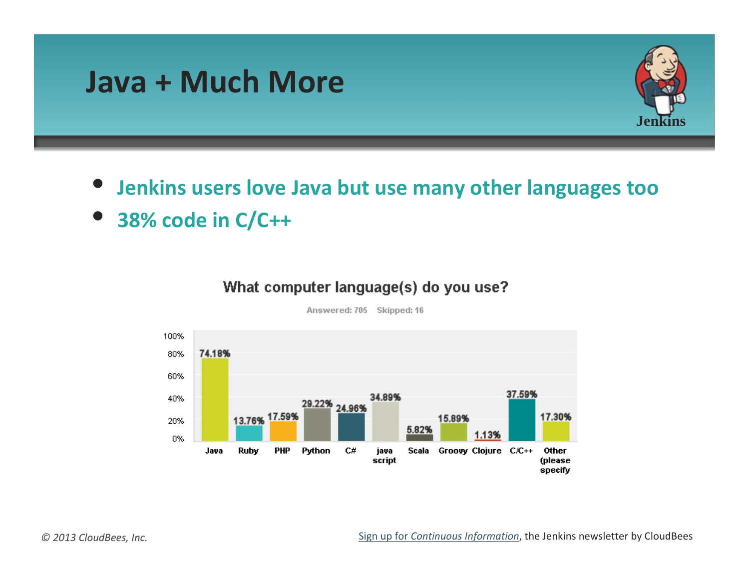# Java + Much More

- **Jenkins users love Java but use many other languages too**
- **38% code in C/C++**

**What computer language(s) do you use?**

Answered: 705 Skipped: 16

| Language | Percentage |
| --- | --- |
| Java | 74.18% |
| Ruby | 13.76% |
| PHP | 17.59% |
| Python | 29.22% |
| C# | 24.96% |
| java script | 34.89% |
| Scala | 5.82% |
| Groovy | 15.89% |
| Clojure | 1.13% |
| C/C++ | 37.59% |
| Other (please specify | 17.30% |

*© 2013 CloudBees, Inc.*

Sign up for *Continuous Information*, the Jenkins newsletter by CloudBees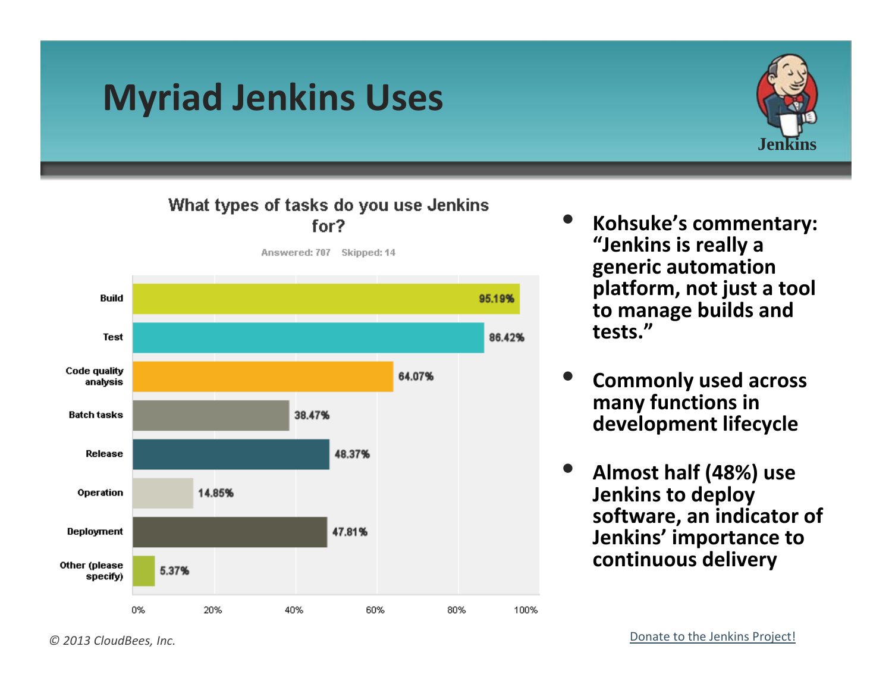# Myriad Jenkins Uses

**What types of tasks do you use Jenkins for?**

Answered: 707 Skipped: 14

| Task | Percentage |
| --- | --- |
| Build | 95.19% |
| Test | 86.42% |
| Code quality analysis | 64.07% |
| Batch tasks | 38.47% |
| Release | 48.37% |
| Operation | 14.85% |
| Deployment | 47.81% |
| Other (please specify) | 5.37% |

- **Kohsuke's commentary: "Jenkins is really a generic automation platform, not just a tool to manage builds and tests."**
- **Commonly used across many functions in development lifecycle**
- **Almost half (48%) use Jenkins to deploy software, an indicator of Jenkins' importance to continuous delivery**

*© 2013 CloudBees, Inc.*

Donate to the Jenkins Project!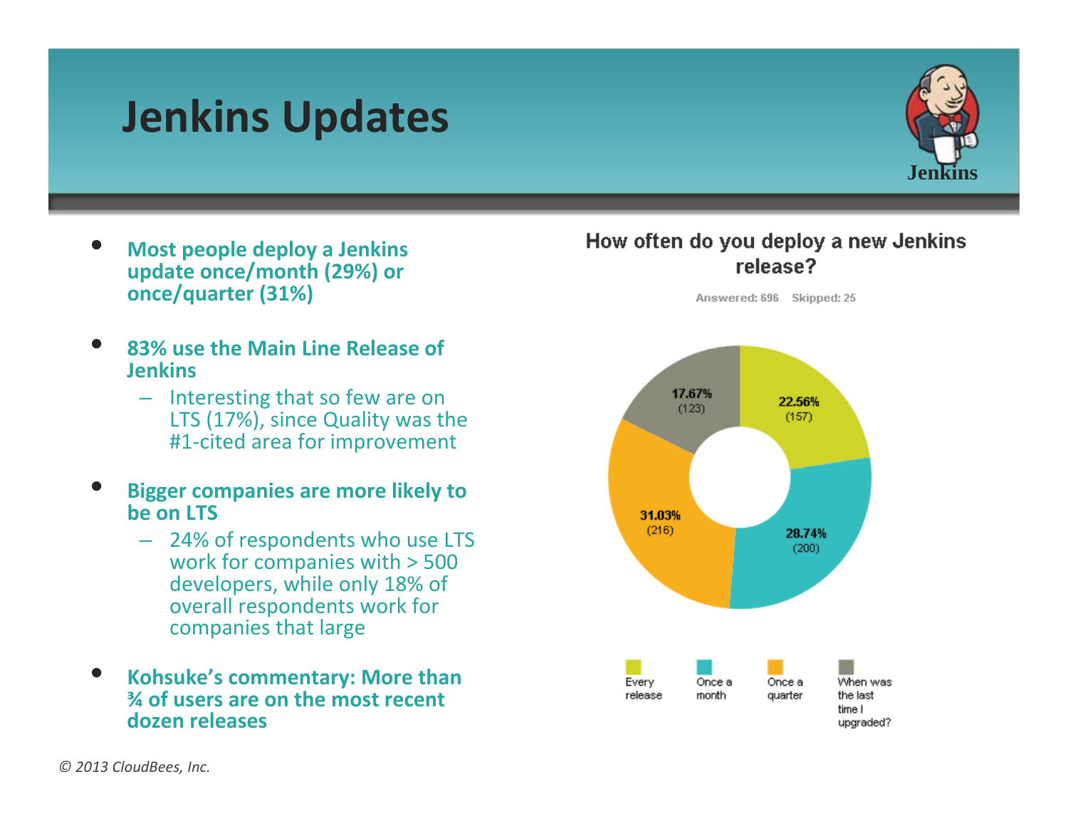# Jenkins Updates

- **Most people deploy a Jenkins update once/month (29%) or once/quarter (31%)**
- **83% use the Main Line Release of Jenkins**
  - Interesting that so few are on LTS (17%), since Quality was the #1-cited area for improvement
- **Bigger companies are more likely to be on LTS**
  - 24% of respondents who use LTS work for companies with > 500 developers, while only 18% of overall respondents work for companies that large
- **Kohsuke's commentary: More than ¾ of users are on the most recent dozen releases**

**How often do you deploy a new Jenkins release?**

Answered: 696 Skipped: 25

| Response | Percentage | Count |
| --- | --- | --- |
| Every release | 22.56% | 157 |
| Once a month | 28.74% | 200 |
| Once a quarter | 31.03% | 216 |
| When was the last time I upgraded? | 17.67% | 123 |

*© 2013 CloudBees, Inc.*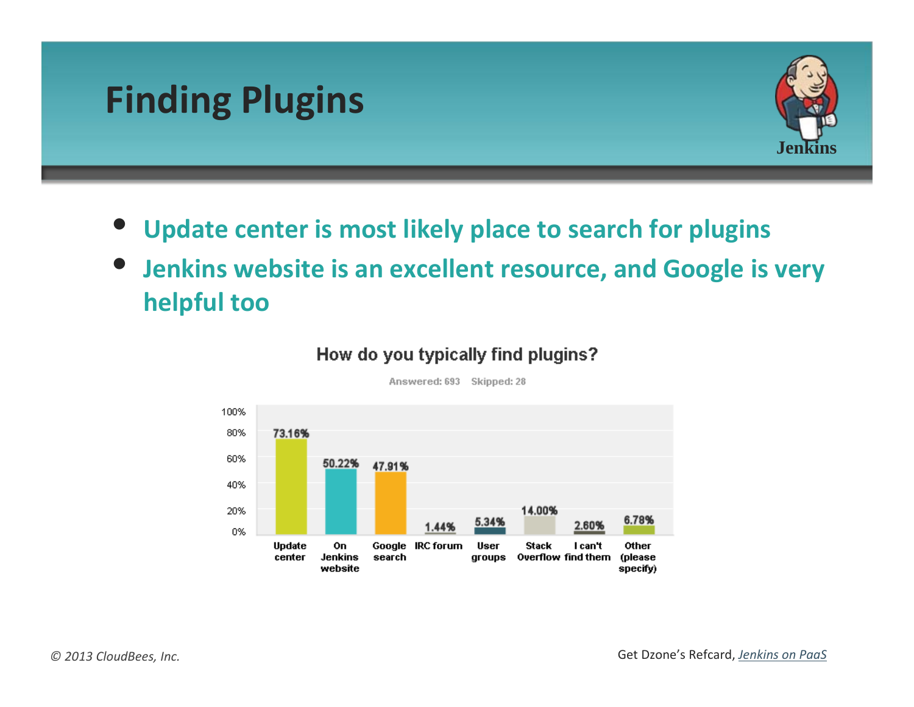# Finding Plugins

- Update center is most likely place to search for plugins
- Jenkins website is an excellent resource, and Google is very helpful too

**How do you typically find plugins?**

Answered: 693 Skipped: 28

| Answer | Percentage |
|---|---|
| Update center | 73.16% |
| On Jenkins website | 50.22% |
| Google search | 47.91% |
| IRC forum | 1.44% |
| User groups | 5.34% |
| Stack Overflow | 14.00% |
| I can't find them | 2.60% |
| Other (please specify) | 6.78% |

*© 2013 CloudBees, Inc.*

Get Dzone's Refcard, *Jenkins on PaaS*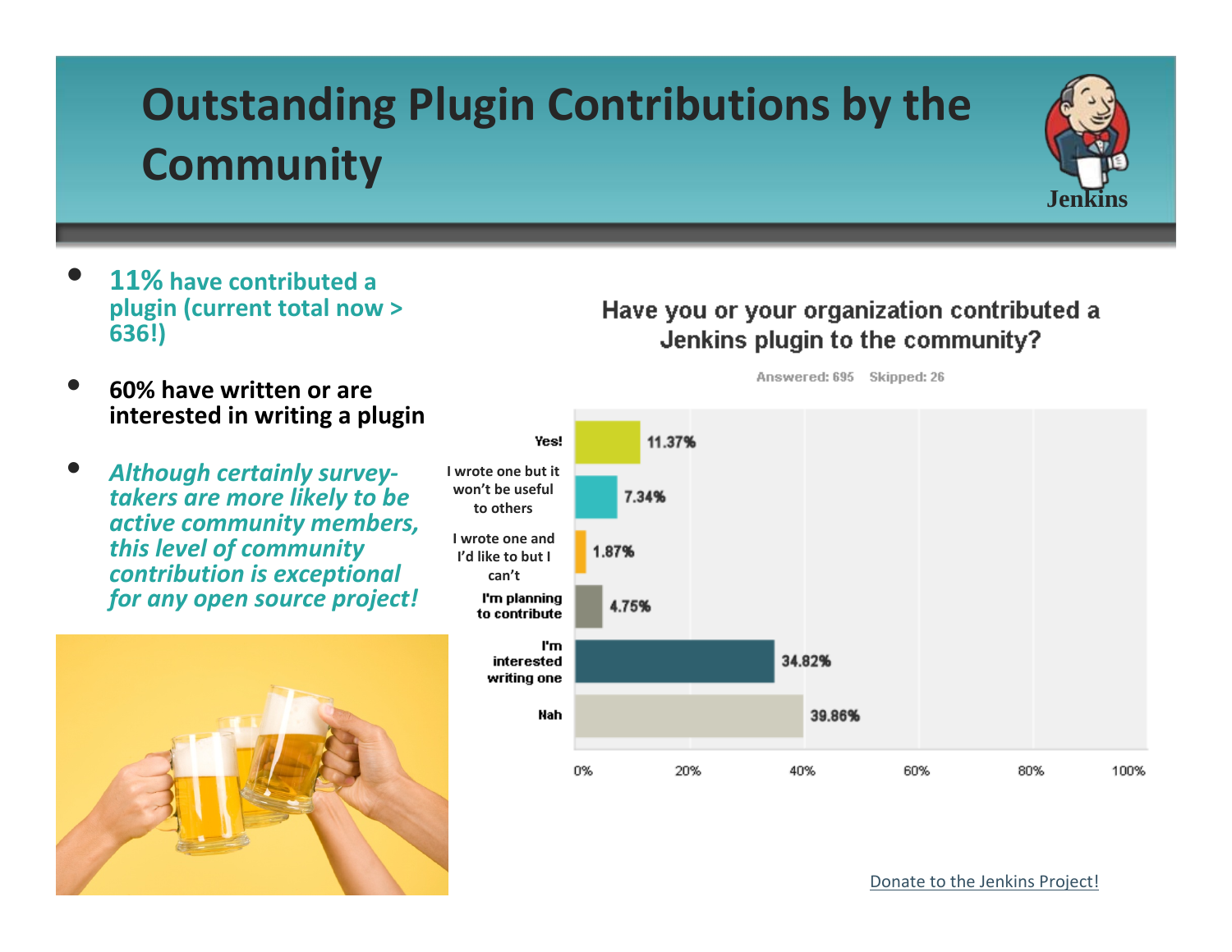# Outstanding Plugin Contributions by the Community

- **11% have contributed a plugin (current total now > 636!)**
- **60% have written or are interested in writing a plugin**
- ***Although certainly survey-takers are more likely to be active community members, this level of community contribution is exceptional for any open source project!***

**Have you or your organization contributed a Jenkins plugin to the community?**

Answered: 695 Skipped: 26

| Response | Percentage |
| --- | --- |
| Yes! | 11.37% |
| I wrote one but it won't be useful to others | 7.34% |
| I wrote one and I'd like to but I can't | 1.87% |
| I'm planning to contribute | 4.75% |
| I'm interested writing one | 34.82% |
| Nah | 39.86% |

Donate to the Jenkins Project!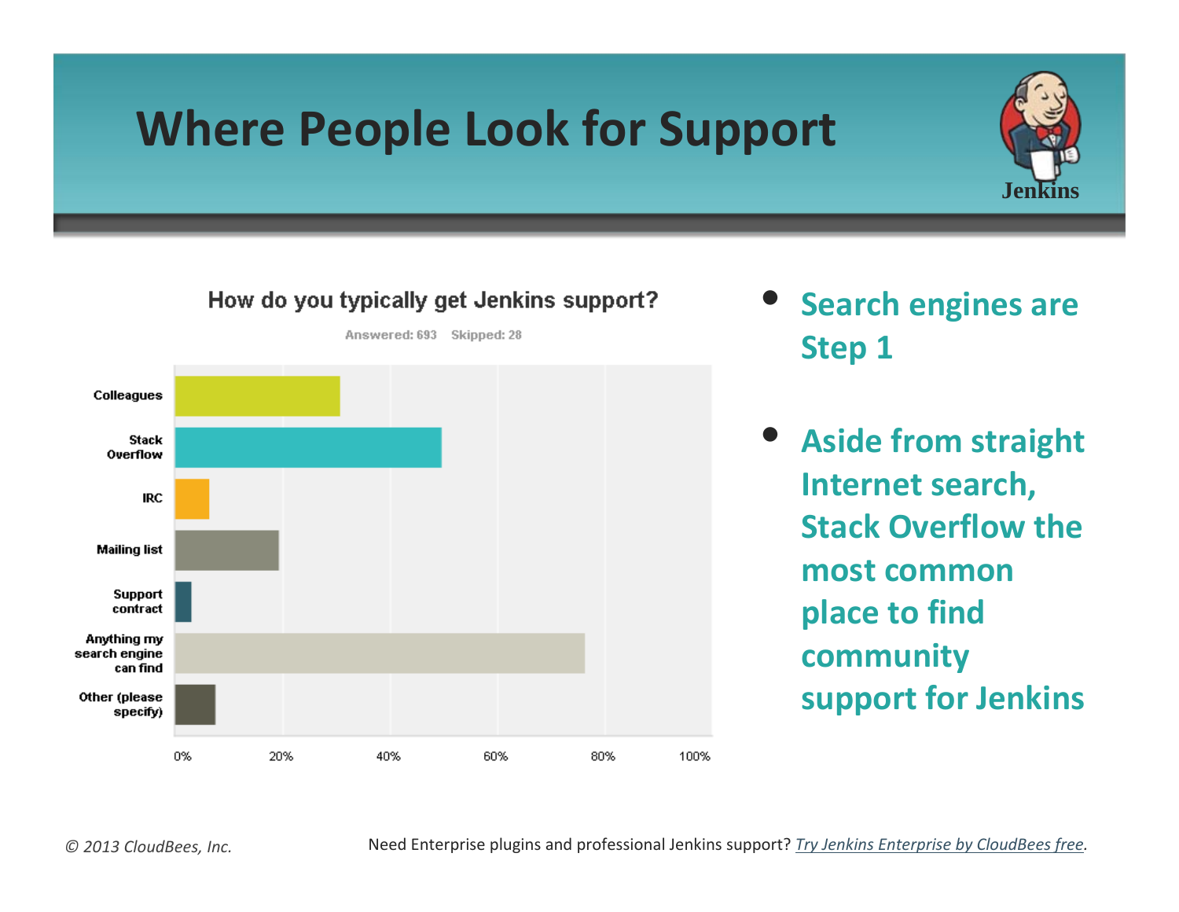# Where People Look for Support

**How do you typically get Jenkins support?**

Answered: 693 Skipped: 28

| Response | Approx. % |
|---|---|
| Colleagues | ~31% |
| Stack Overflow | ~50% |
| IRC | ~6% |
| Mailing list | ~19% |
| Support contract | ~3% |
| Anything my search engine can find | ~76% |
| Other (please specify) | ~7% |

- **Search engines are Step 1**
- **Aside from straight Internet search, Stack Overflow the most common place to find community support for Jenkins**

*© 2013 CloudBees, Inc.*

Need Enterprise plugins and professional Jenkins support? *Try Jenkins Enterprise by CloudBees free.*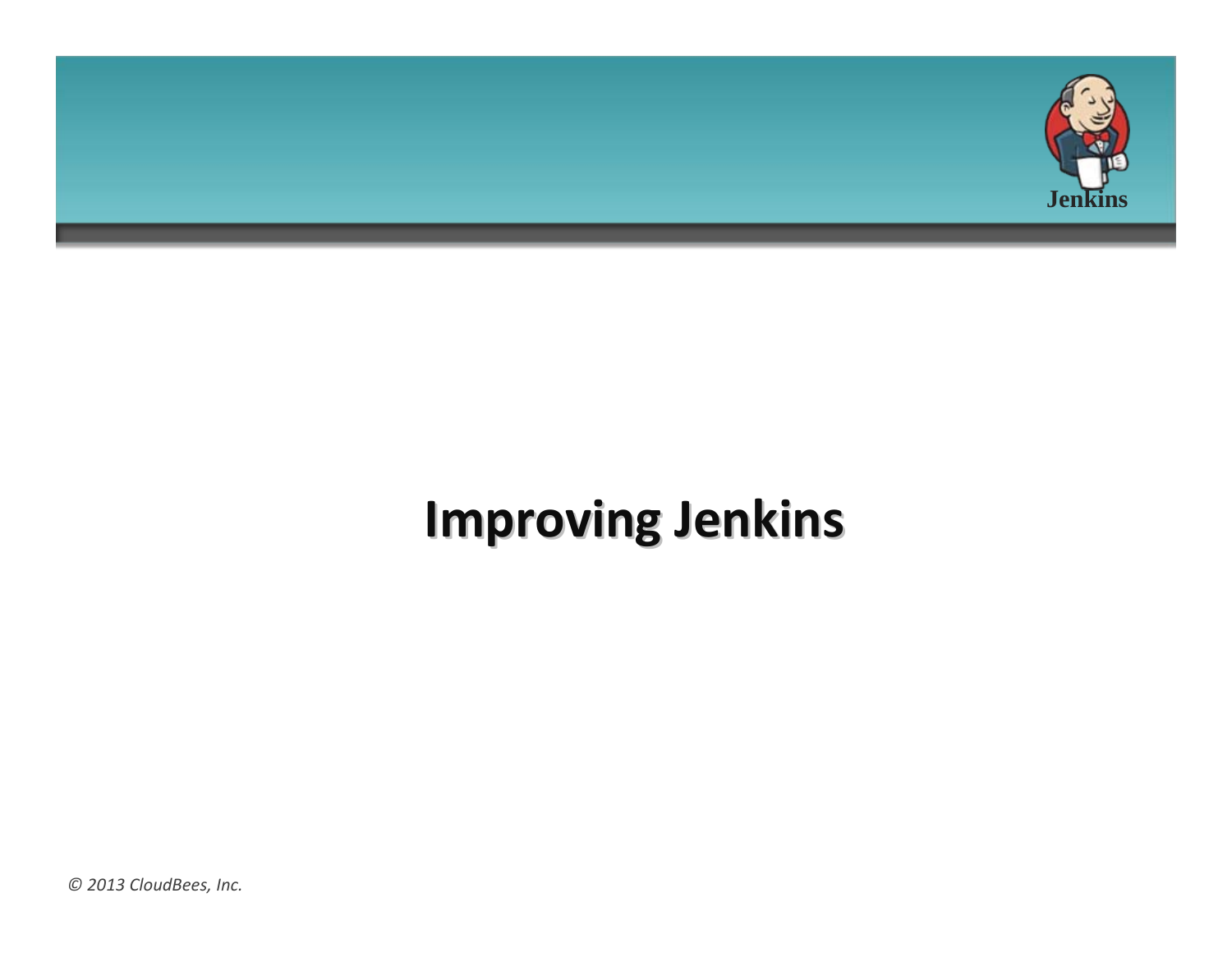# Improving Jenkins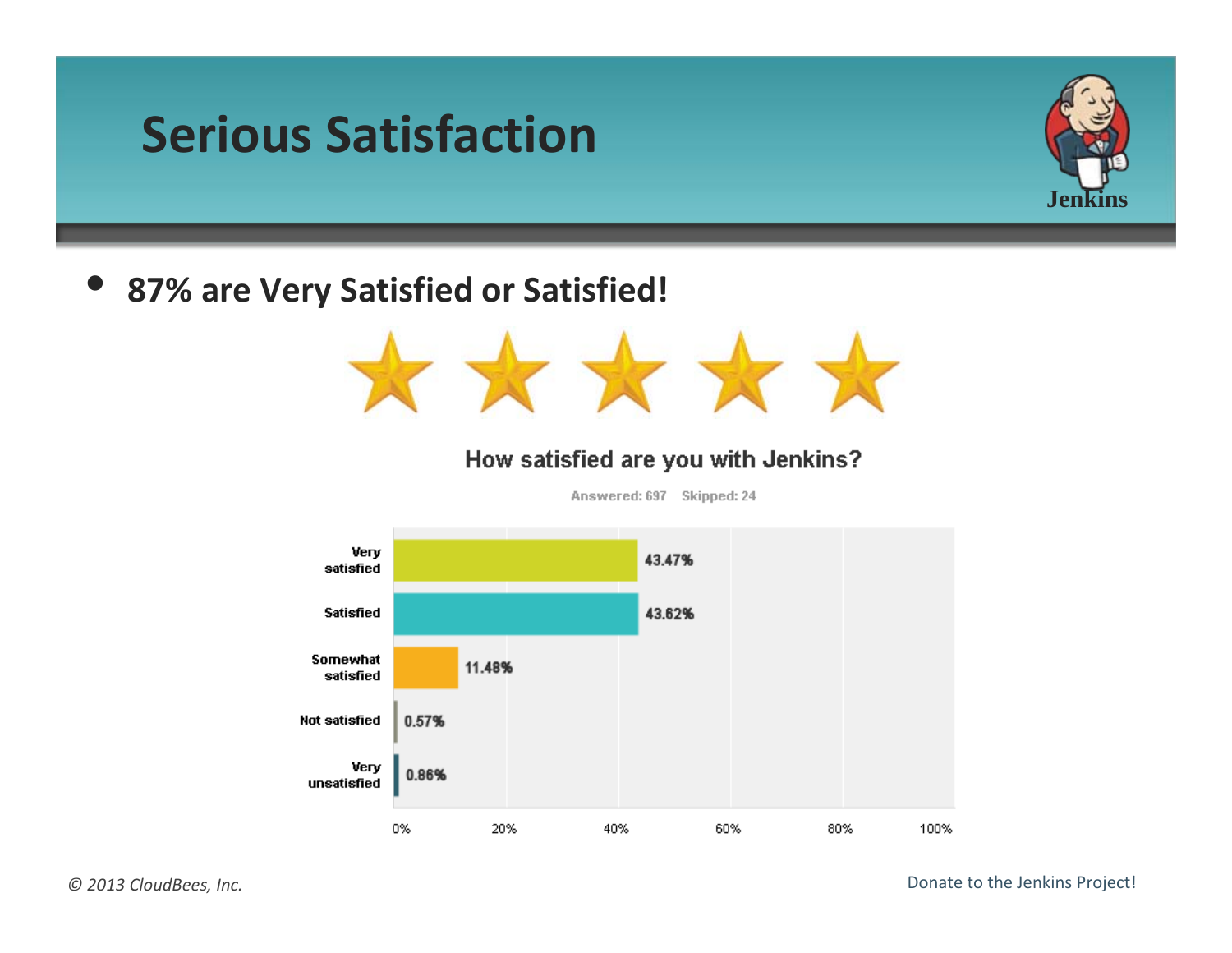# Serious Satisfaction

- **87% are Very Satisfied or Satisfied!**

**How satisfied are you with Jenkins?**

Answered: 697 Skipped: 24

| Response | Percentage |
| --- | --- |
| Very satisfied | 43.47% |
| Satisfied | 43.62% |
| Somewhat satisfied | 11.48% |
| Not satisfied | 0.57% |
| Very unsatisfied | 0.86% |

*© 2013 CloudBees, Inc.*

Donate to the Jenkins Project!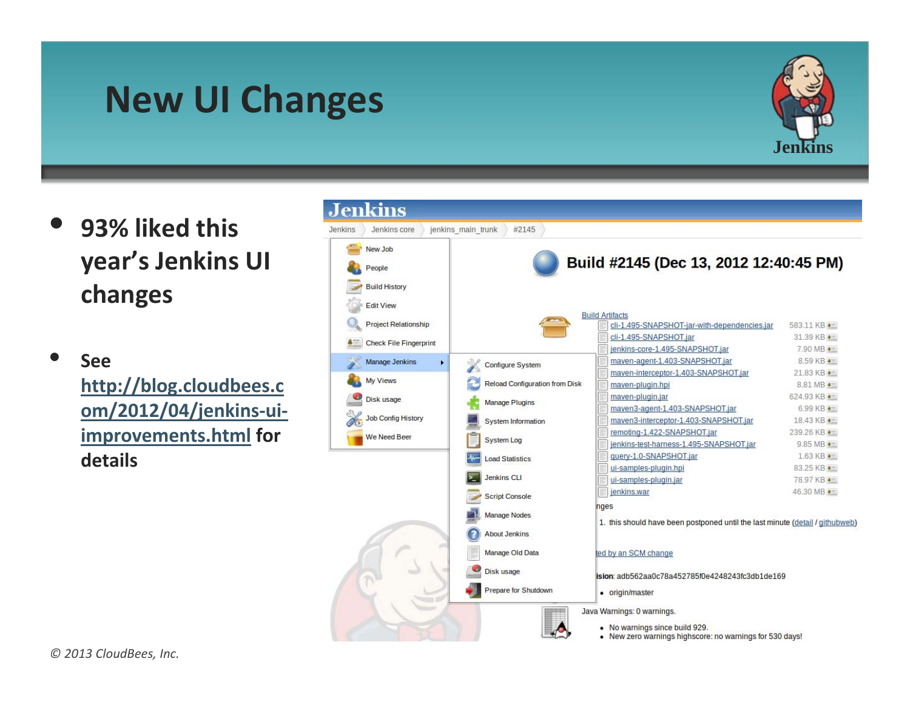# New UI Changes

- **93% liked this year's Jenkins UI changes**
- **See http://blog.cloudbees.com/2012/04/jenkins-ui-improvements.html for details**

*© 2013 CloudBees, Inc.*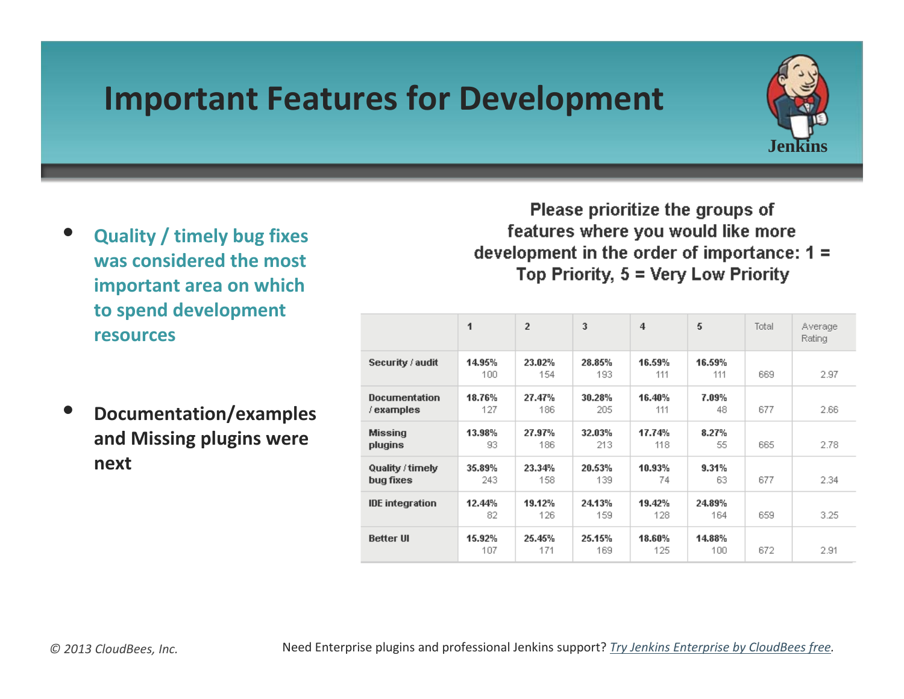# Important Features for Development

- **Quality / timely bug fixes was considered the most important area on which to spend development resources**

- **Documentation/examples and Missing plugins were next**

**Please prioritize the groups of features where you would like more development in the order of importance: 1 = Top Priority, 5 = Very Low Priority**

| | 1 | 2 | 3 | 4 | 5 | Total | Average Rating |
|---|---|---|---|---|---|---|---|
| **Security / audit** | **14.95%** 100 | **23.02%** 154 | **28.85%** 193 | **16.59%** 111 | **16.59%** 111 | 669 | 2.97 |
| **Documentation / examples** | **18.76%** 127 | **27.47%** 186 | **30.28%** 205 | **16.40%** 111 | **7.09%** 48 | 677 | 2.66 |
| **Missing plugins** | **13.98%** 93 | **27.97%** 186 | **32.03%** 213 | **17.74%** 118 | **8.27%** 55 | 665 | 2.78 |
| **Quality / timely bug fixes** | **35.89%** 243 | **23.34%** 158 | **20.53%** 139 | **10.93%** 74 | **9.31%** 63 | 677 | 2.34 |
| **IDE integration** | **12.44%** 82 | **19.12%** 126 | **24.13%** 159 | **19.42%** 128 | **24.89%** 164 | 659 | 3.25 |
| **Better UI** | **15.92%** 107 | **25.45%** 171 | **25.15%** 169 | **18.60%** 125 | **14.88%** 100 | 672 | 2.91 |

*© 2013 CloudBees, Inc.*

Need Enterprise plugins and professional Jenkins support? *Try Jenkins Enterprise by CloudBees free*.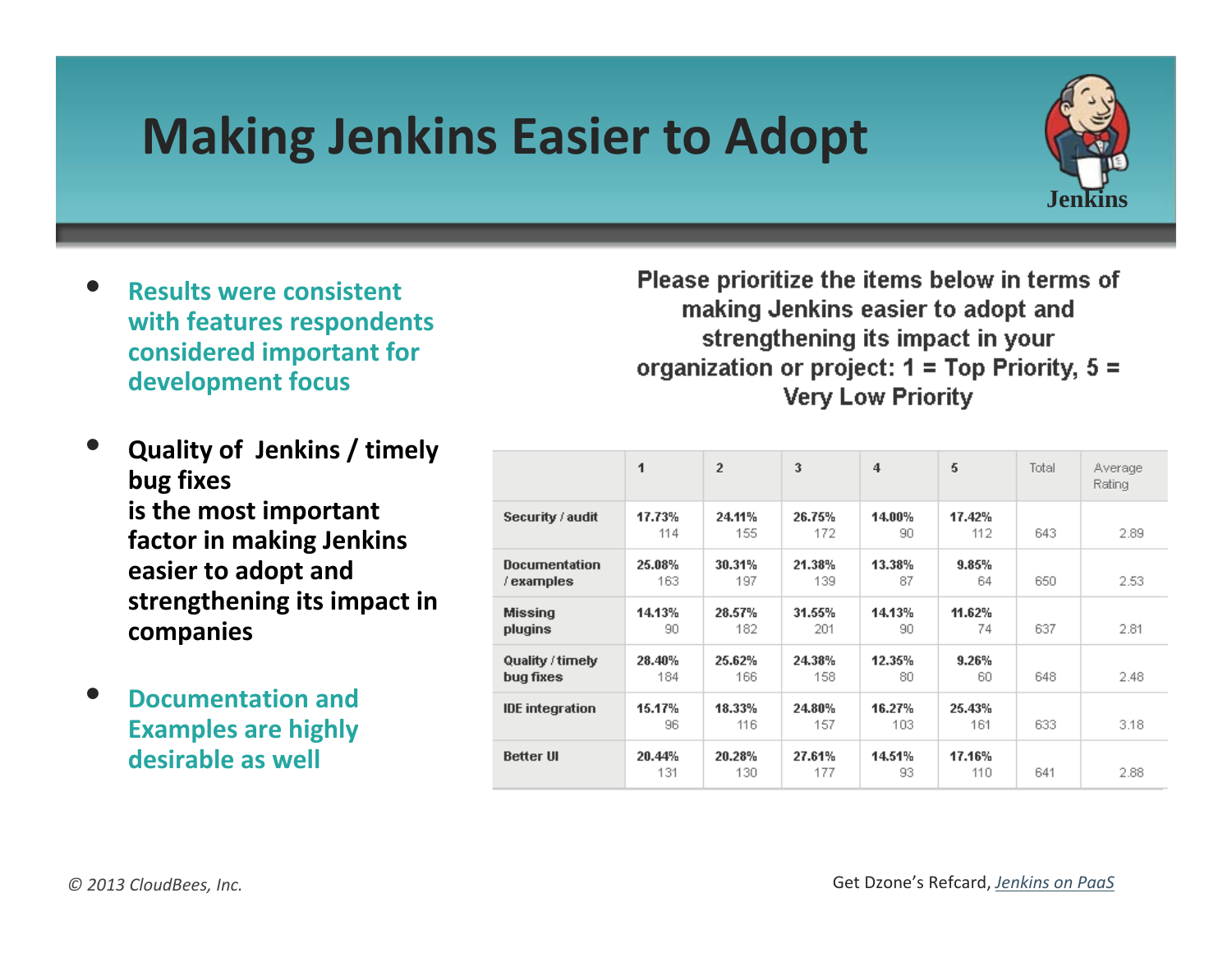# Making Jenkins Easier to Adopt

- **Results were consistent with features respondents considered important for development focus**
- **Quality of Jenkins / timely bug fixes is the most important factor in making Jenkins easier to adopt and strengthening its impact in companies**
- **Documentation and Examples are highly desirable as well**

**Please prioritize the items below in terms of making Jenkins easier to adopt and strengthening its impact in your organization or project: 1 = Top Priority, 5 = Very Low Priority**

| | 1 | 2 | 3 | 4 | 5 | Total | Average Rating |
|---|---|---|---|---|---|---|---|
| Security / audit | 17.73% 114 | 24.11% 155 | 26.75% 172 | 14.00% 90 | 17.42% 112 | 643 | 2.89 |
| Documentation / examples | 25.08% 163 | 30.31% 197 | 21.38% 139 | 13.38% 87 | 9.85% 64 | 650 | 2.53 |
| Missing plugins | 14.13% 90 | 28.57% 182 | 31.55% 201 | 14.13% 90 | 11.62% 74 | 637 | 2.81 |
| Quality / timely bug fixes | 28.40% 184 | 25.62% 166 | 24.38% 158 | 12.35% 80 | 9.26% 60 | 648 | 2.48 |
| IDE integration | 15.17% 96 | 18.33% 116 | 24.80% 157 | 16.27% 103 | 25.43% 161 | 633 | 3.18 |
| Better UI | 20.44% 131 | 20.28% 130 | 27.61% 177 | 14.51% 93 | 17.16% 110 | 641 | 2.88 |

*© 2013 CloudBees, Inc.*

Get Dzone's Refcard, *Jenkins on PaaS*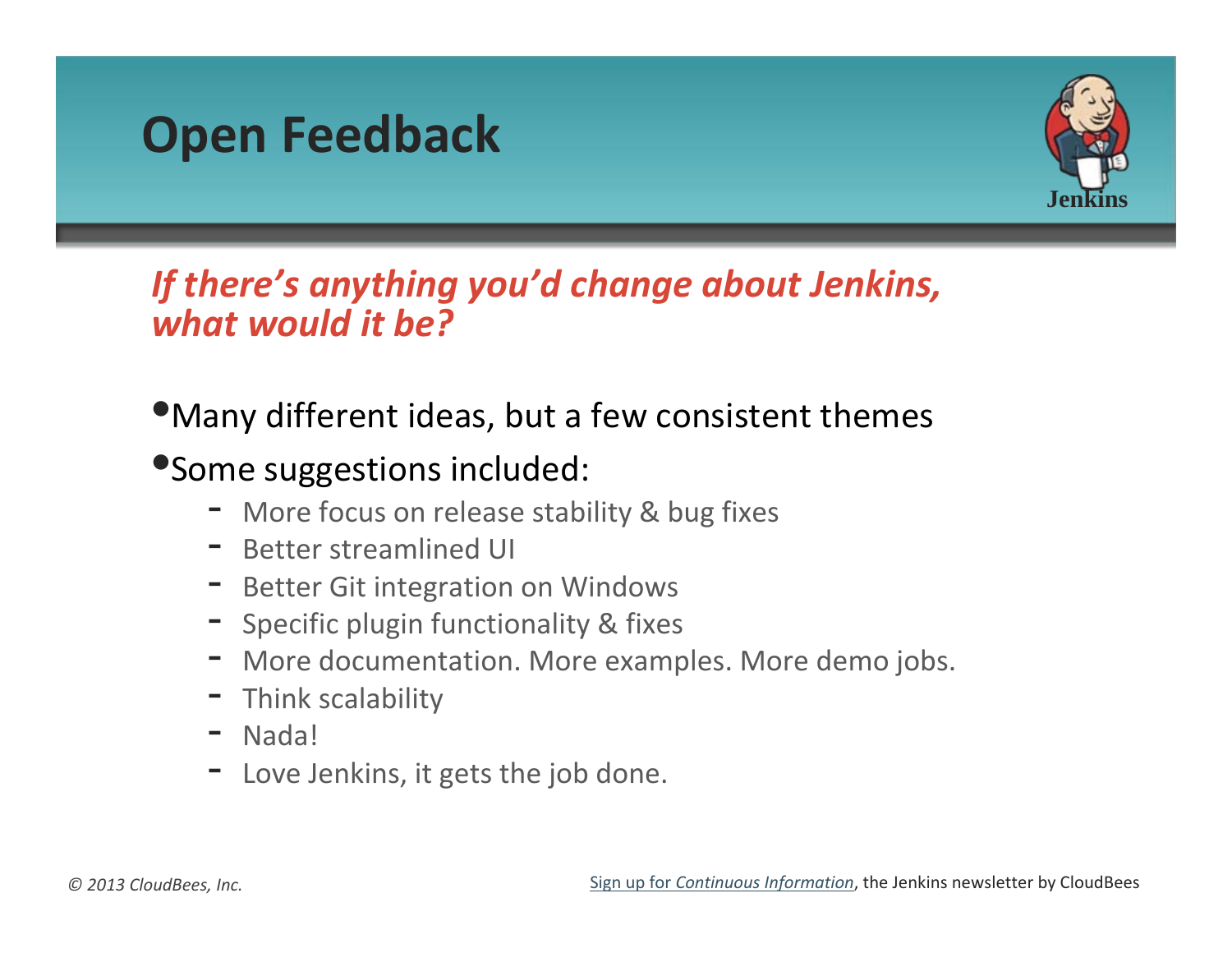# Open Feedback

***If there's anything you'd change about Jenkins, what would it be?***

- Many different ideas, but a few consistent themes
- Some suggestions included:
  - More focus on release stability & bug fixes
  - Better streamlined UI
  - Better Git integration on Windows
  - Specific plugin functionality & fixes
  - More documentation. More examples. More demo jobs.
  - Think scalability
  - Nada!
  - Love Jenkins, it gets the job done.

*© 2013 CloudBees, Inc.*

Sign up for *Continuous Information*, the Jenkins newsletter by CloudBees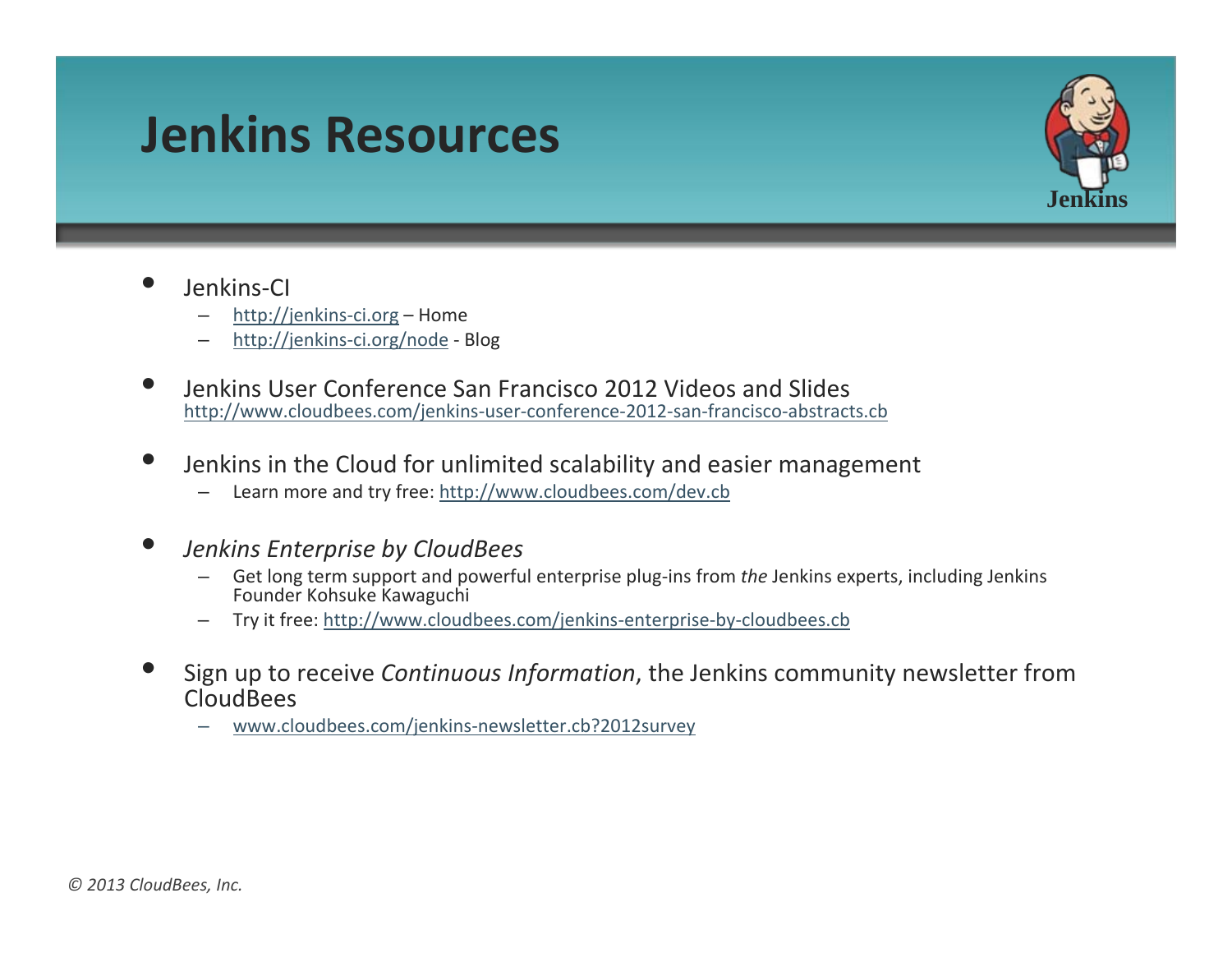# Jenkins Resources

- Jenkins-CI
  - http://jenkins-ci.org – Home
  - http://jenkins-ci.org/node - Blog
- Jenkins User Conference San Francisco 2012 Videos and Slides
  http://www.cloudbees.com/jenkins-user-conference-2012-san-francisco-abstracts.cb
- Jenkins in the Cloud for unlimited scalability and easier management
  - Learn more and try free: http://www.cloudbees.com/dev.cb
- *Jenkins Enterprise by CloudBees*
  - Get long term support and powerful enterprise plug-ins from *the* Jenkins experts, including Jenkins Founder Kohsuke Kawaguchi
  - Try it free: http://www.cloudbees.com/jenkins-enterprise-by-cloudbees.cb
- Sign up to receive *Continuous Information*, the Jenkins community newsletter from CloudBees
  - www.cloudbees.com/jenkins-newsletter.cb?2012survey

*© 2013 CloudBees, Inc.*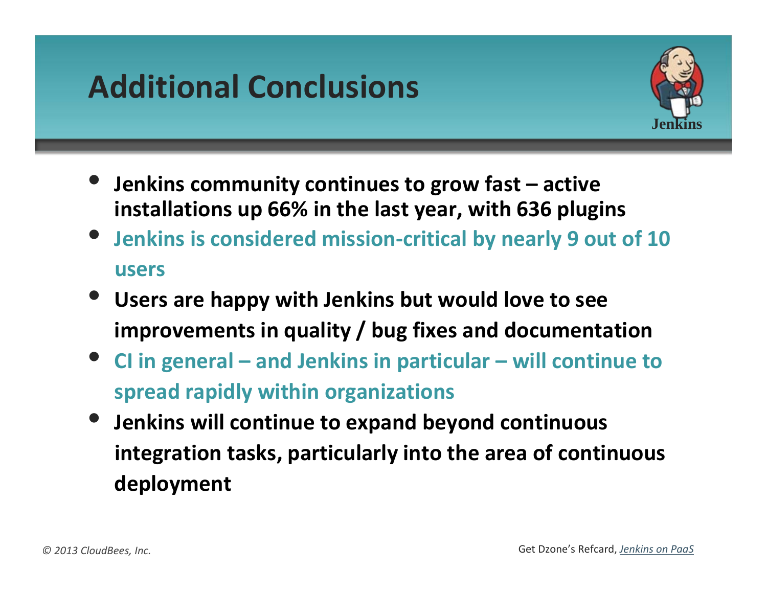# Additional Conclusions

- Jenkins community continues to grow fast – active installations up 66% in the last year, with 636 plugins
- Jenkins is considered mission-critical by nearly 9 out of 10 users
- Users are happy with Jenkins but would love to see improvements in quality / bug fixes and documentation
- CI in general – and Jenkins in particular – will continue to spread rapidly within organizations
- Jenkins will continue to expand beyond continuous integration tasks, particularly into the area of continuous deployment

Get Dzone's Refcard, *Jenkins on PaaS*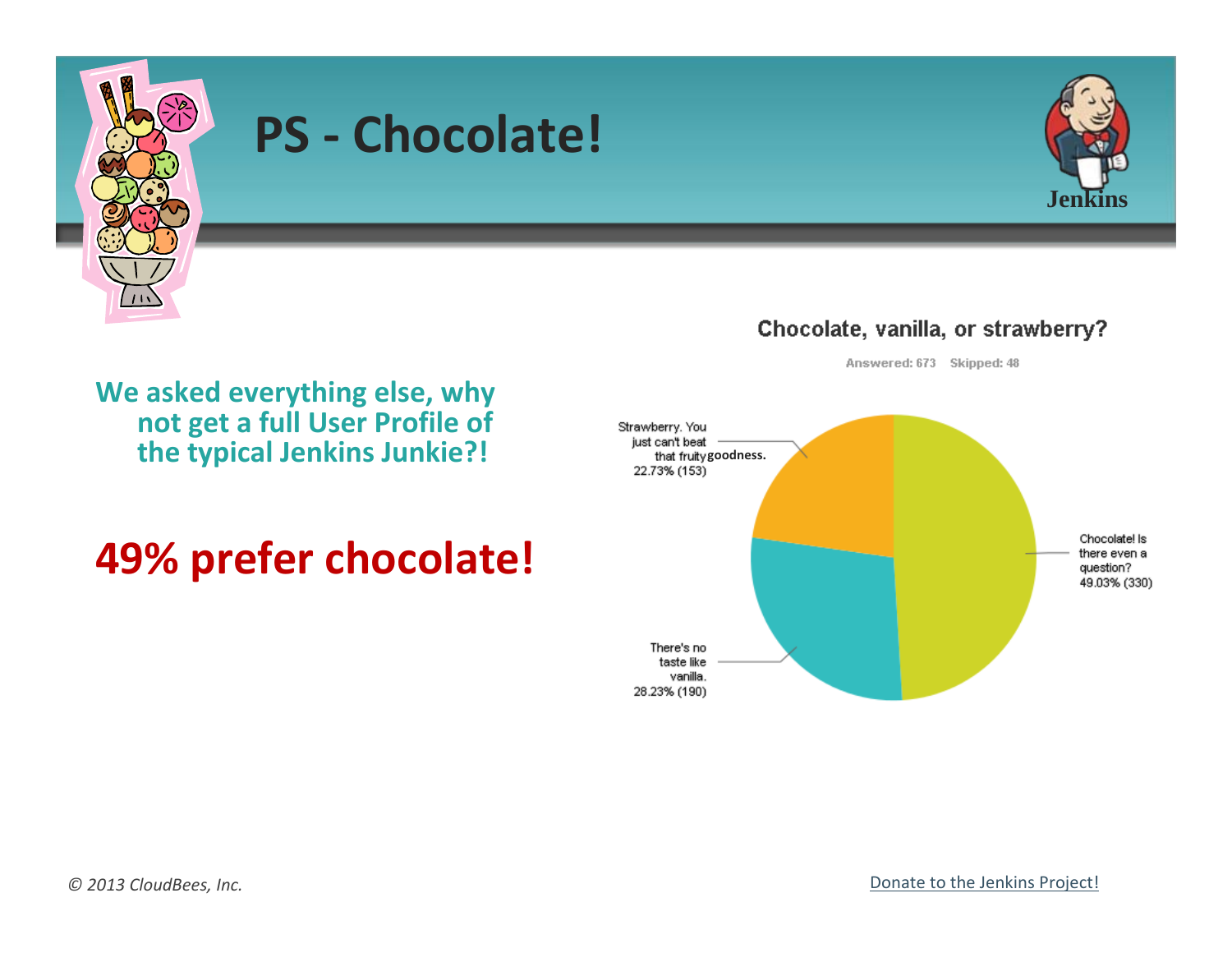# PS - Chocolate!

Jenkins

We asked everything else, why not get a full User Profile of the typical Jenkins Junkie?!

**49% prefer chocolate!**

Chocolate, vanilla, or strawberry?

Answered: 673 Skipped: 48

Strawberry. You just can't beat that fruity goodness.
22.73% (153)

Chocolate! Is there even a question?
49.03% (330)

There's no taste like vanilla.
28.23% (190)

*© 2013 CloudBees, Inc.*

Donate to the Jenkins Project!